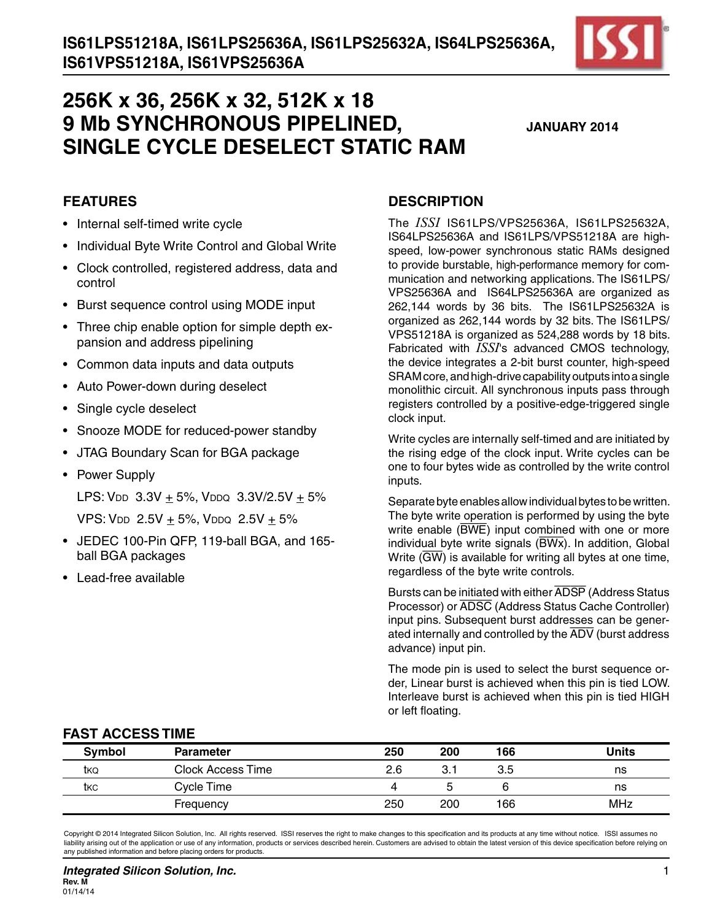# IS61LPS51218A, IS61LPS25636A, IS61LPS25632A, IS64LPS25636A, IS61VPS51218A, IS61VPS25636A

# 256K x 36, 256K x 32, 512K x 18 9 Mb SYNCHRONOUS PIPELINED, SINGLE CYCLE DESELECT STATIC RAM

**JANUARY 2014**

## FEATURES

- Internal self-timed write cycle
- Individual Byte Write Control and Global Write
- Clock controlled, registered address, data and control
- Burst sequence control using MODE input
- Three chip enable option for simple depth expansion and address pipelining
- Common data inputs and data outputs
- Auto Power-down during deselect
- Single cycle deselect
- Snooze MODE for reduced-power standby
- JTAG Boundary Scan for BGA package
- Power Supply

  LPS: $V_{DD}$ 3.3V ± 5%, $V_{DDQ}$ 3.3V/2.5V ± 5%

  VPS: $V_{DD}$ 2.5V ± 5%, $V_{DDQ}$ 2.5V ± 5%
- JEDEC 100-Pin QFP, 119-ball BGA, and 165-ball BGA packages
- Lead-free available

## DESCRIPTION

The *ISSI* IS61LPS/VPS25636A, IS61LPS25632A, IS64LPS25636A and IS61LPS/VPS51218A are high-speed, low-power synchronous static RAMs designed to provide burstable, high-performance memory for communication and networking applications. The IS61LPS/VPS25636A and IS64LPS25636A are organized as 262,144 words by 36 bits. The IS61LPS25632A is organized as 262,144 words by 32 bits. The IS61LPS/VPS51218A is organized as 524,288 words by 18 bits. Fabricated with *ISSI*'s advanced CMOS technology, the device integrates a 2-bit burst counter, high-speed SRAM core, and high-drive capability outputs into a single monolithic circuit. All synchronous inputs pass through registers controlled by a positive-edge-triggered single clock input.

Write cycles are internally self-timed and are initiated by the rising edge of the clock input. Write cycles can be one to four bytes wide as controlled by the write control inputs.

Separate byte enables allow individual bytes to be written. The byte write operation is performed by using the byte write enable ($\overline{BWE}$) input combined with one or more individual byte write signals ($\overline{BWx}$). In addition, Global Write ($\overline{GW}$) is available for writing all bytes at one time, regardless of the byte write controls.

Bursts can be initiated with either $\overline{ADSP}$ (Address Status Processor) or $\overline{ADSC}$ (Address Status Cache Controller) input pins. Subsequent burst addresses can be generated internally and controlled by the $\overline{ADV}$ (burst address advance) input pin.

The mode pin is used to select the burst sequence order, Linear burst is achieved when this pin is tied LOW. Interleave burst is achieved when this pin is tied HIGH or left floating.

## FAST ACCESS TIME

| Symbol | Parameter | 250 | 200 | 166 | Units |
|---|---|---|---|---|---|
| $t_{KQ}$ | Clock Access Time | 2.6 | 3.1 | 3.5 | ns |
| $t_{KC}$ | Cycle Time | 4 | 5 | 6 | ns |
| | Frequency | 250 | 200 | 166 | MHz |

Copyright © 2014 Integrated Silicon Solution, Inc. All rights reserved. ISSI reserves the right to make changes to this specification and its products at any time without notice. ISSI assumes no liability arising out of the application or use of any information, products or services described herein. Customers are advised to obtain the latest version of this device specification before relying on any published information and before placing orders for products.

*Integrated Silicon Solution, Inc.*
Rev. M
01/14/14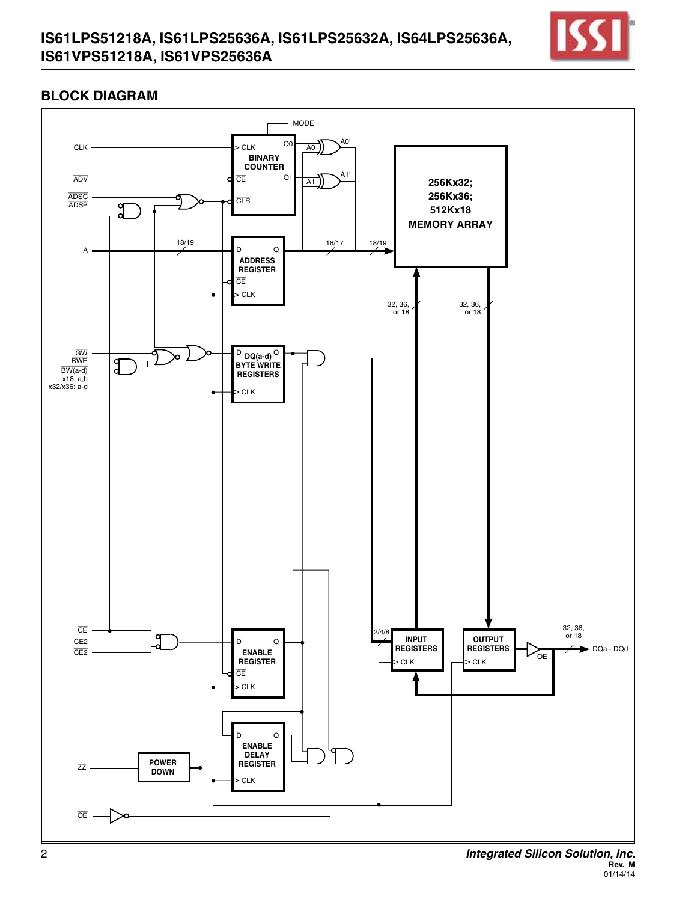## BLOCK DIAGRAM

MODE

CLK

ADV

ADSC

ADSP

A

18/19

CLK

BINARY COUNTER

CE

CLR

Q0

Q1

A0

A1

A0'

A1'

D Q

ADDRESS REGISTER

CE

CLK

16/17

18/19

256Kx32;
256Kx36;
512Kx18
MEMORY ARRAY

32, 36, or 18

32, 36, or 18

GW

BWE

BW(a-d)
x18: a,b
x32/x36: a-d

D DQ(a-d) Q
BYTE WRITE REGISTERS
CLK

CE

CE2

CE2

D Q
ENABLE REGISTER
CE
CLK

2/4/8

INPUT REGISTERS
CLK

OUTPUT REGISTERS
CLK

OE

32, 36, or 18

DQa - DQd

D Q
ENABLE DELAY REGISTER
CLK

ZZ

POWER DOWN

OE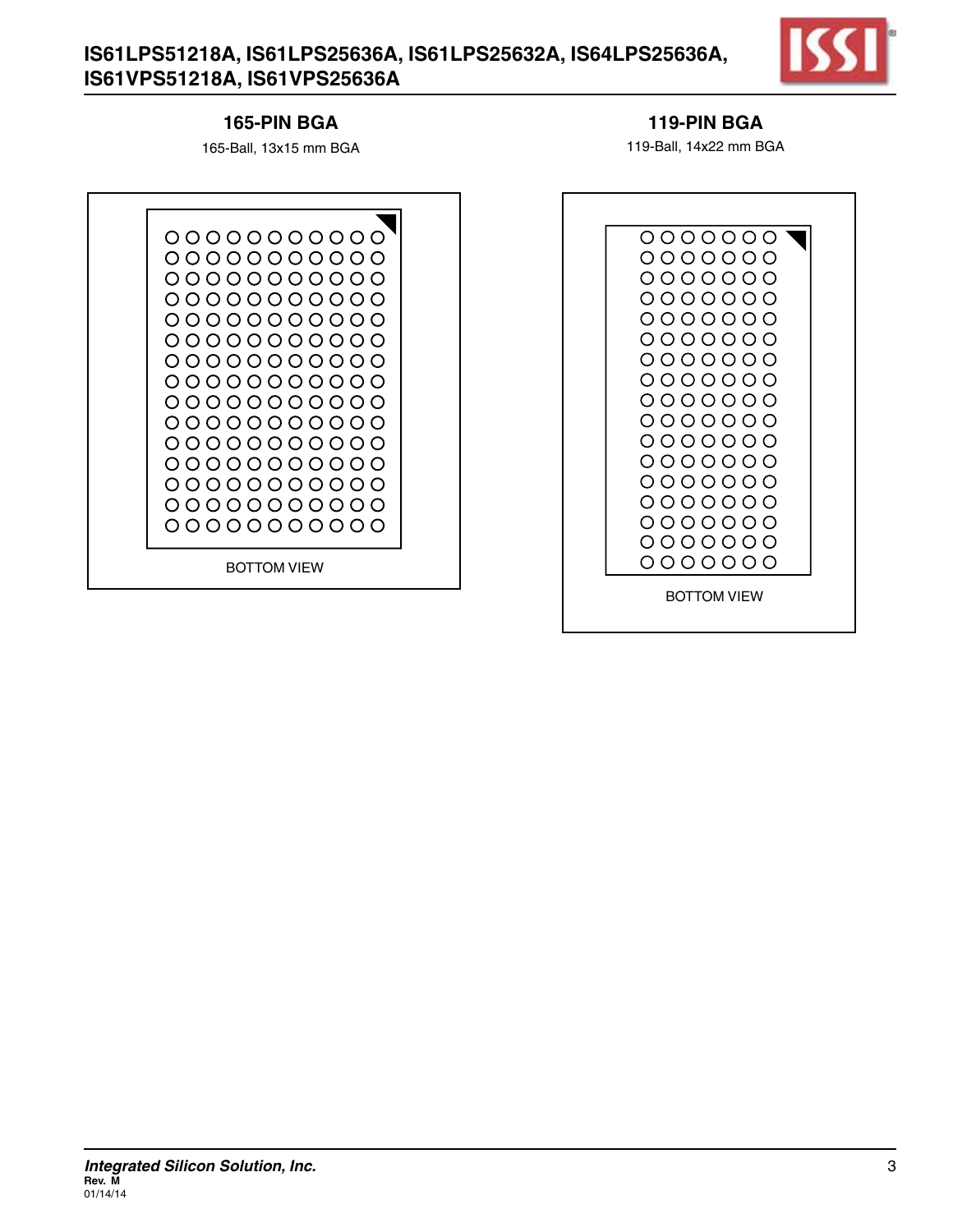## 165-PIN BGA

165-Ball, 13x15 mm BGA

BOTTOM VIEW

## 119-PIN BGA

119-Ball, 14x22 mm BGA

BOTTOM VIEW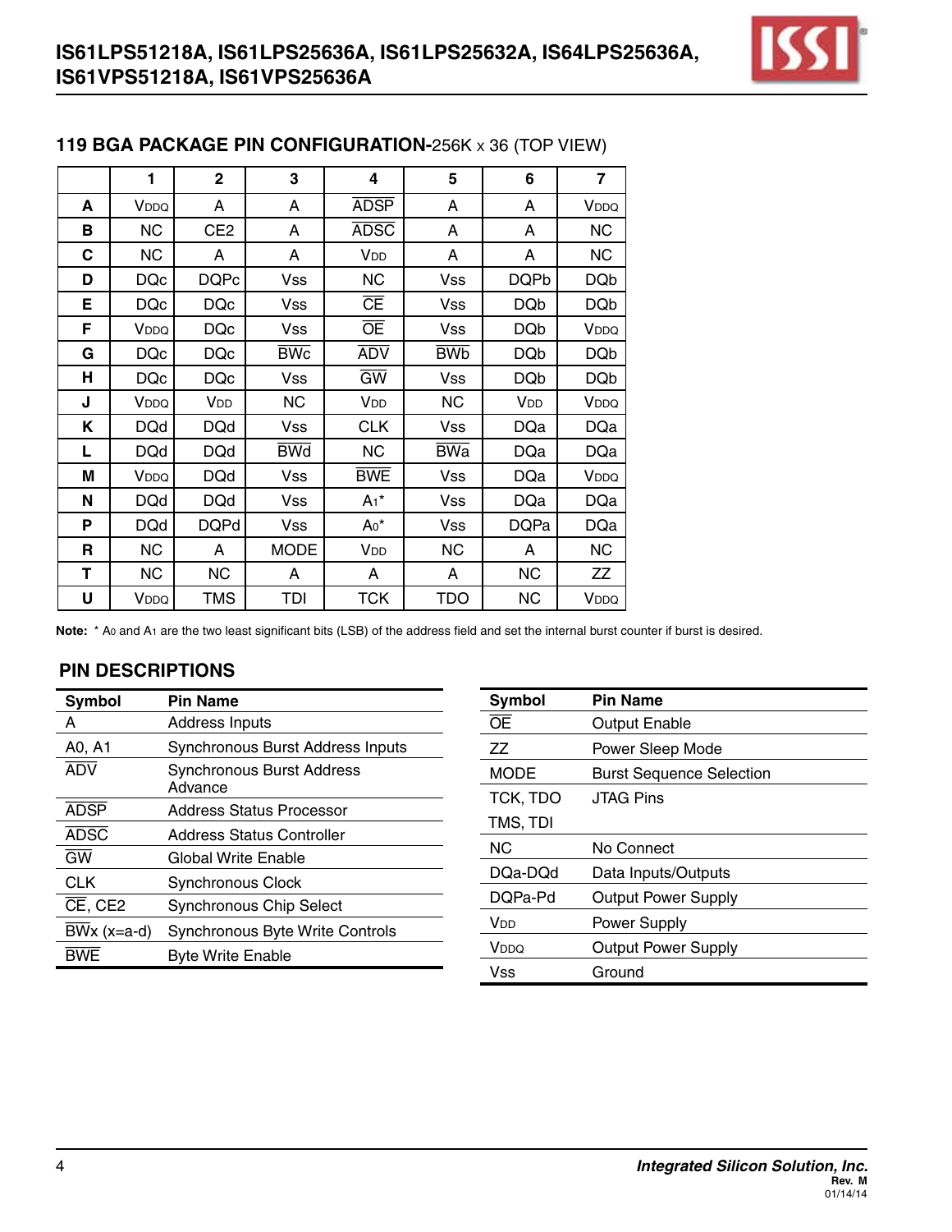## 119 BGA PACKAGE PIN CONFIGURATION-256K x 36 (TOP VIEW)

| | 1 | 2 | 3 | 4 | 5 | 6 | 7 |
|---|---|---|---|---|---|---|---|
| A | VDDQ | A | A | ADSP | A | A | VDDQ |
| B | NC | CE2 | A | ADSC | A | A | NC |
| C | NC | A | A | VDD | A | A | NC |
| D | DQc | DQPc | Vss | NC | Vss | DQPb | DQb |
| E | DQc | DQc | Vss | CE | Vss | DQb | DQb |
| F | VDDQ | DQc | Vss | OE | Vss | DQb | VDDQ |
| G | DQc | DQc | BWc | ADV | BWb | DQb | DQb |
| H | DQc | DQc | Vss | GW | Vss | DQb | DQb |
| J | VDDQ | VDD | NC | VDD | NC | VDD | VDDQ |
| K | DQd | DQd | Vss | CLK | Vss | DQa | DQa |
| L | DQd | DQd | BWd | NC | BWa | DQa | DQa |
| M | VDDQ | DQd | Vss | BWE | Vss | DQa | VDDQ |
| N | DQd | DQd | Vss | A1* | Vss | DQa | DQa |
| P | DQd | DQPd | Vss | A0* | Vss | DQPa | DQa |
| R | NC | A | MODE | VDD | NC | A | NC |
| T | NC | NC | A | A | A | NC | ZZ |
| U | VDDQ | TMS | TDI | TCK | TDO | NC | VDDQ |

**Note:** * A0 and A1 are the two least significant bits (LSB) of the address field and set the internal burst counter if burst is desired.

## PIN DESCRIPTIONS

| Symbol | Pin Name |
|---|---|
| A | Address Inputs |
| A0, A1 | Synchronous Burst Address Inputs |
| ADV | Synchronous Burst Address Advance |
| ADSP | Address Status Processor |
| ADSC | Address Status Controller |
| GW | Global Write Enable |
| CLK | Synchronous Clock |
| CE, CE2 | Synchronous Chip Select |
| BWx (x=a-d) | Synchronous Byte Write Controls |
| BWE | Byte Write Enable |

| Symbol | Pin Name |
|---|---|
| OE | Output Enable |
| ZZ | Power Sleep Mode |
| MODE | Burst Sequence Selection |
| TCK, TDO TMS, TDI | JTAG Pins |
| NC | No Connect |
| DQa-DQd | Data Inputs/Outputs |
| DQPa-Pd | Output Power Supply |
| VDD | Power Supply |
| VDDQ | Output Power Supply |
| Vss | Ground |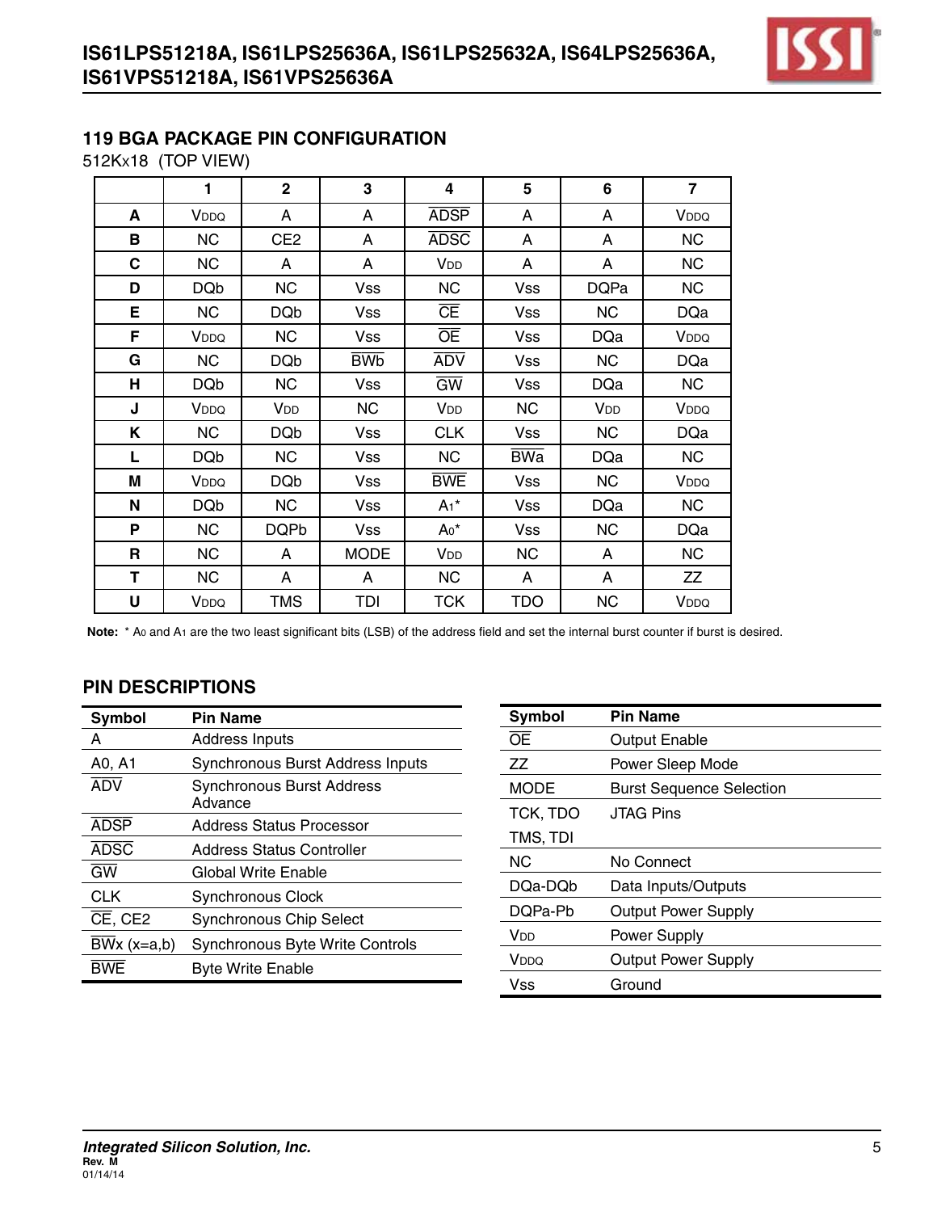## 119 BGA PACKAGE PIN CONFIGURATION

512Kx18 (TOP VIEW)

| | 1 | 2 | 3 | 4 | 5 | 6 | 7 |
|---|---|---|---|---|---|---|---|
| A | VDDQ | A | A | $\overline{\text{ADSP}}$ | A | A | VDDQ |
| B | NC | CE2 | A | $\overline{\text{ADSC}}$ | A | A | NC |
| C | NC | A | A | VDD | A | A | NC |
| D | DQb | NC | Vss | NC | Vss | DQPa | NC |
| E | NC | DQb | Vss | $\overline{\text{CE}}$ | Vss | NC | DQa |
| F | VDDQ | NC | Vss | $\overline{\text{OE}}$ | Vss | DQa | VDDQ |
| G | NC | DQb | $\overline{\text{BWb}}$ | $\overline{\text{ADV}}$ | Vss | NC | DQa |
| H | DQb | NC | Vss | $\overline{\text{GW}}$ | Vss | DQa | NC |
| J | VDDQ | VDD | NC | VDD | NC | VDD | VDDQ |
| K | NC | DQb | Vss | CLK | Vss | NC | DQa |
| L | DQb | NC | Vss | NC | $\overline{\text{BWa}}$ | DQa | NC |
| M | VDDQ | DQb | Vss | $\overline{\text{BWE}}$ | Vss | NC | VDDQ |
| N | DQb | NC | Vss | $A_1$* | Vss | DQa | NC |
| P | NC | DQPb | Vss | $A_0$* | Vss | NC | DQa |
| R | NC | A | MODE | VDD | NC | A | NC |
| T | NC | A | A | NC | A | A | ZZ |
| U | VDDQ | TMS | TDI | TCK | TDO | NC | VDDQ |

**Note:** * $A_0$ and $A_1$ are the two least significant bits (LSB) of the address field and set the internal burst counter if burst is desired.

## PIN DESCRIPTIONS

| Symbol | Pin Name |
|---|---|
| A | Address Inputs |
| A0, A1 | Synchronous Burst Address Inputs |
| $\overline{\text{ADV}}$ | Synchronous Burst Address Advance |
| $\overline{\text{ADSP}}$ | Address Status Processor |
| $\overline{\text{ADSC}}$ | Address Status Controller |
| $\overline{\text{GW}}$ | Global Write Enable |
| CLK | Synchronous Clock |
| $\overline{\text{CE}}$, CE2 | Synchronous Chip Select |
| $\overline{\text{BWx}}$ (x=a,b) | Synchronous Byte Write Controls |
| $\overline{\text{BWE}}$ | Byte Write Enable |

| Symbol | Pin Name |
|---|---|
| $\overline{\text{OE}}$ | Output Enable |
| ZZ | Power Sleep Mode |
| MODE | Burst Sequence Selection |
| TCK, TDO<br>TMS, TDI | JTAG Pins |
| NC | No Connect |
| DQa-DQb | Data Inputs/Outputs |
| DQPa-Pb | Output Power Supply |
| VDD | Power Supply |
| VDDQ | Output Power Supply |
| Vss | Ground |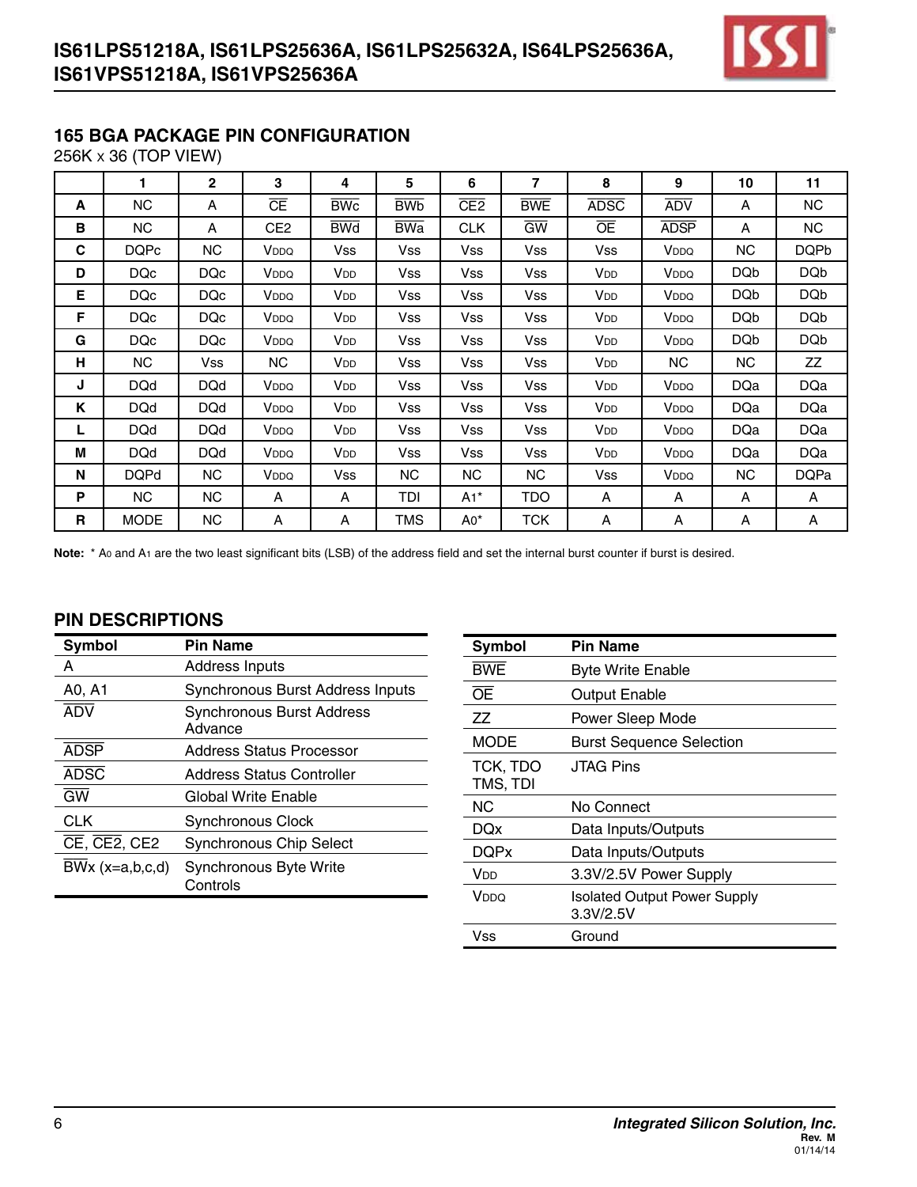## 165 BGA PACKAGE PIN CONFIGURATION

256K x 36 (TOP VIEW)

| | 1 | 2 | 3 | 4 | 5 | 6 | 7 | 8 | 9 | 10 | 11 |
|---|---|---|---|---|---|---|---|---|---|---|---|
| A | NC | A | $\overline{CE}$ | $\overline{BWc}$ | $\overline{BWb}$ | $\overline{CE2}$ | $\overline{BWE}$ | $\overline{ADSC}$ | $\overline{ADV}$ | A | NC |
| B | NC | A | CE2 | $\overline{BWd}$ | $\overline{BWa}$ | CLK | $\overline{GW}$ | $\overline{OE}$ | $\overline{ADSP}$ | A | NC |
| C | DQPc | NC | $V_{DDQ}$ | Vss | Vss | Vss | Vss | Vss | $V_{DDQ}$ | NC | DQPb |
| D | DQc | DQc | $V_{DDQ}$ | $V_{DD}$ | Vss | Vss | Vss | $V_{DD}$ | $V_{DDQ}$ | DQb | DQb |
| E | DQc | DQc | $V_{DDQ}$ | $V_{DD}$ | Vss | Vss | Vss | $V_{DD}$ | $V_{DDQ}$ | DQb | DQb |
| F | DQc | DQc | $V_{DDQ}$ | $V_{DD}$ | Vss | Vss | Vss | $V_{DD}$ | $V_{DDQ}$ | DQb | DQb |
| G | DQc | DQc | $V_{DDQ}$ | $V_{DD}$ | Vss | Vss | Vss | $V_{DD}$ | $V_{DDQ}$ | DQb | DQb |
| H | NC | Vss | NC | $V_{DD}$ | Vss | Vss | Vss | $V_{DD}$ | NC | NC | ZZ |
| J | DQd | DQd | $V_{DDQ}$ | $V_{DD}$ | Vss | Vss | Vss | $V_{DD}$ | $V_{DDQ}$ | DQa | DQa |
| K | DQd | DQd | $V_{DDQ}$ | $V_{DD}$ | Vss | Vss | Vss | $V_{DD}$ | $V_{DDQ}$ | DQa | DQa |
| L | DQd | DQd | $V_{DDQ}$ | $V_{DD}$ | Vss | Vss | Vss | $V_{DD}$ | $V_{DDQ}$ | DQa | DQa |
| M | DQd | DQd | $V_{DDQ}$ | $V_{DD}$ | Vss | Vss | Vss | $V_{DD}$ | $V_{DDQ}$ | DQa | DQa |
| N | DQPd | NC | $V_{DDQ}$ | Vss | NC | NC | NC | Vss | $V_{DDQ}$ | NC | DQPa |
| P | NC | NC | A | A | TDI | A1* | TDO | A | A | A | A |
| R | MODE | NC | A | A | TMS | A0* | TCK | A | A | A | A |

**Note:** * $A_0$ and $A_1$ are the two least significant bits (LSB) of the address field and set the internal burst counter if burst is desired.

## PIN DESCRIPTIONS

| Symbol | Pin Name |
|---|---|
| A | Address Inputs |
| A0, A1 | Synchronous Burst Address Inputs |
| $\overline{ADV}$ | Synchronous Burst Address Advance |
| $\overline{ADSP}$ | Address Status Processor |
| $\overline{ADSC}$ | Address Status Controller |
| $\overline{GW}$ | Global Write Enable |
| CLK | Synchronous Clock |
| $\overline{CE}$, $\overline{CE2}$, CE2 | Synchronous Chip Select |
| $\overline{BWx}$ (x=a,b,c,d) | Synchronous Byte Write Controls |

| Symbol | Pin Name |
|---|---|
| $\overline{BWE}$ | Byte Write Enable |
| $\overline{OE}$ | Output Enable |
| ZZ | Power Sleep Mode |
| MODE | Burst Sequence Selection |
| TCK, TDO TMS, TDI | JTAG Pins |
| NC | No Connect |
| DQx | Data Inputs/Outputs |
| DQPx | Data Inputs/Outputs |
| $V_{DD}$ | 3.3V/2.5V Power Supply |
| $V_{DDQ}$ | Isolated Output Power Supply 3.3V/2.5V |
| Vss | Ground |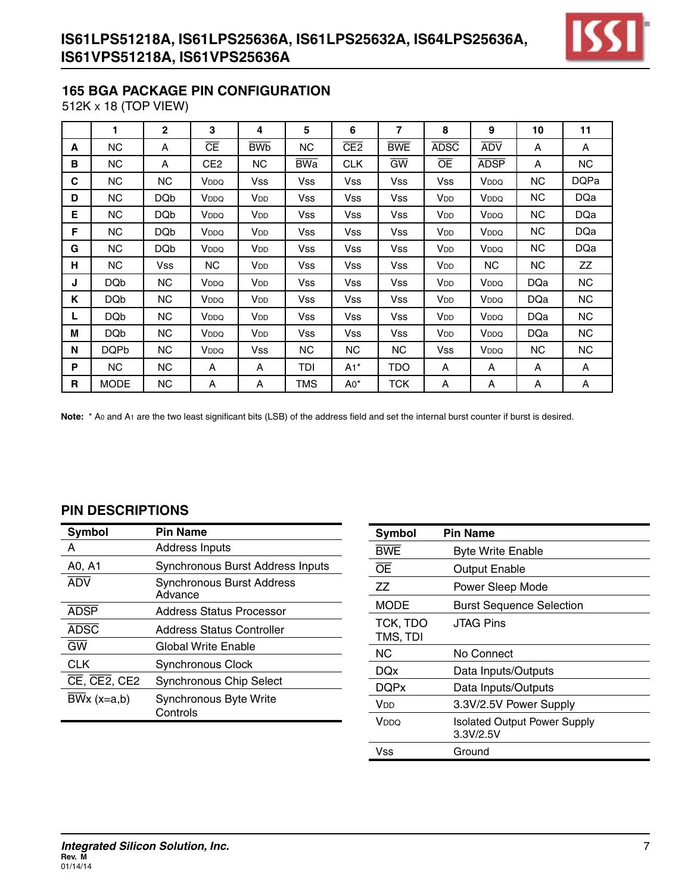## 165 BGA PACKAGE PIN CONFIGURATION

512K x 18 (TOP VIEW)

| | 1 | 2 | 3 | 4 | 5 | 6 | 7 | 8 | 9 | 10 | 11 |
|---|---|---|---|---|---|---|---|---|---|---|---|
| A | NC | A | CE | BWb | NC | CE2 | BWE | ADSC | ADV | A | A |
| B | NC | A | CE2 | NC | BWa | CLK | GW | OE | ADSP | A | NC |
| C | NC | NC | VDDQ | Vss | Vss | Vss | Vss | Vss | VDDQ | NC | DQPa |
| D | NC | DQb | VDDQ | VDD | Vss | Vss | Vss | VDD | VDDQ | NC | DQa |
| E | NC | DQb | VDDQ | VDD | Vss | Vss | Vss | VDD | VDDQ | NC | DQa |
| F | NC | DQb | VDDQ | VDD | Vss | Vss | Vss | VDD | VDDQ | NC | DQa |
| G | NC | DQb | VDDQ | VDD | Vss | Vss | Vss | VDD | VDDQ | NC | DQa |
| H | NC | Vss | NC | VDD | Vss | Vss | Vss | VDD | NC | NC | ZZ |
| J | DQb | NC | VDDQ | VDD | Vss | Vss | Vss | VDD | VDDQ | DQa | NC |
| K | DQb | NC | VDDQ | VDD | Vss | Vss | Vss | VDD | VDDQ | DQa | NC |
| L | DQb | NC | VDDQ | VDD | Vss | Vss | Vss | VDD | VDDQ | DQa | NC |
| M | DQb | NC | VDDQ | VDD | Vss | Vss | Vss | VDD | VDDQ | DQa | NC |
| N | DQPb | NC | VDDQ | Vss | NC | NC | NC | Vss | VDDQ | NC | NC |
| P | NC | NC | A | A | TDI | A1* | TDO | A | A | A | A |
| R | MODE | NC | A | A | TMS | A0* | TCK | A | A | A | A |

**Note:** * A0 and A1 are the two least significant bits (LSB) of the address field and set the internal burst counter if burst is desired.

## PIN DESCRIPTIONS

| Symbol | Pin Name |
|---|---|
| A | Address Inputs |
| A0, A1 | Synchronous Burst Address Inputs |
| ADV | Synchronous Burst Address Advance |
| ADSP | Address Status Processor |
| ADSC | Address Status Controller |
| GW | Global Write Enable |
| CLK | Synchronous Clock |
| CE, CE2, CE2 | Synchronous Chip Select |
| BWx (x=a,b) | Synchronous Byte Write Controls |

| Symbol | Pin Name |
|---|---|
| BWE | Byte Write Enable |
| OE | Output Enable |
| ZZ | Power Sleep Mode |
| MODE | Burst Sequence Selection |
| TCK, TDO TMS, TDI | JTAG Pins |
| NC | No Connect |
| DQx | Data Inputs/Outputs |
| DQPx | Data Inputs/Outputs |
| VDD | 3.3V/2.5V Power Supply |
| VDDQ | Isolated Output Power Supply 3.3V/2.5V |
| Vss | Ground |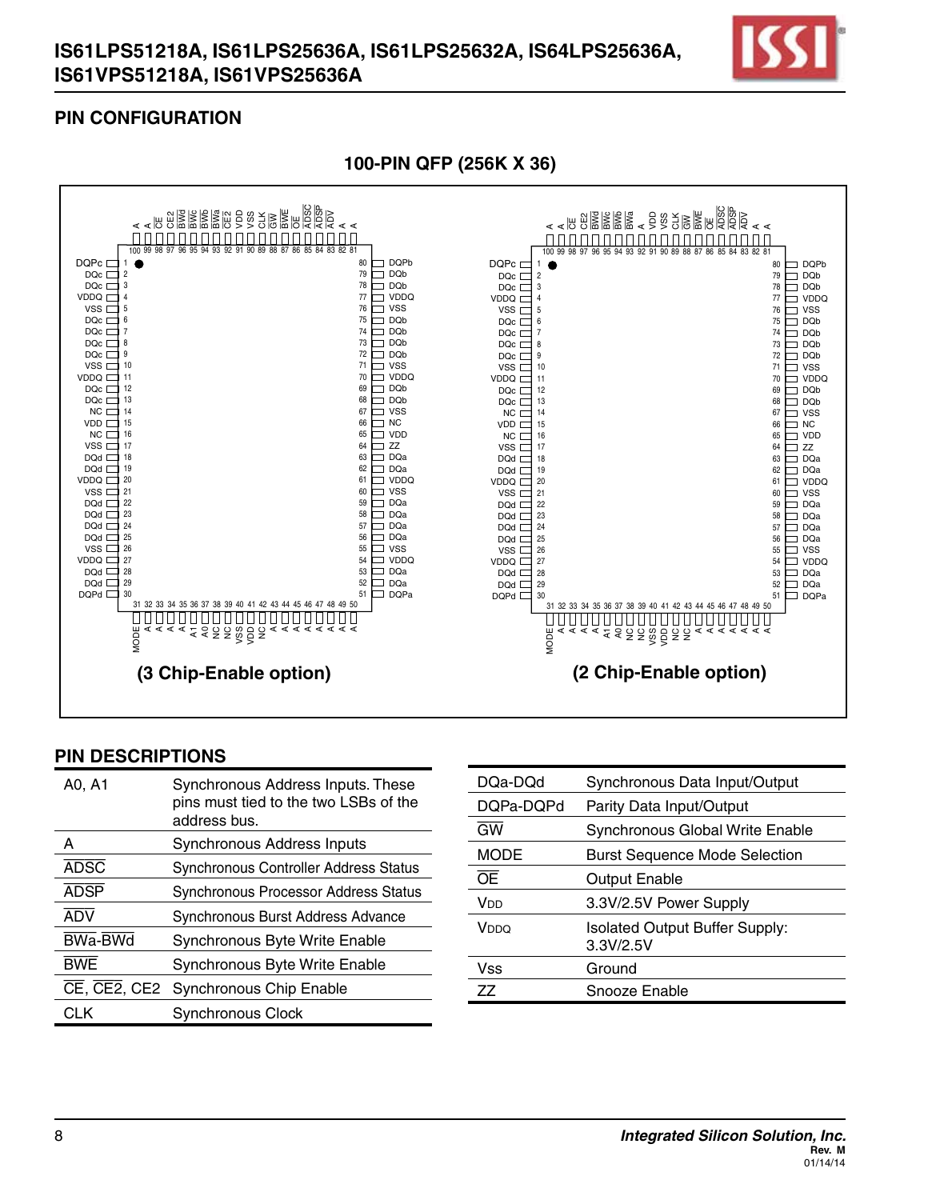## PIN CONFIGURATION

### 100-PIN QFP (256K X 36)

(3 Chip-Enable option)

(2 Chip-Enable option)

## PIN DESCRIPTIONS

| | |
|---|---|
| A0, A1 | Synchronous Address Inputs. These pins must tied to the two LSBs of the address bus. |
| A | Synchronous Address Inputs |
| ADSC | Synchronous Controller Address Status |
| ADSP | Synchronous Processor Address Status |
| ADV | Synchronous Burst Address Advance |
| BWa-BWd | Synchronous Byte Write Enable |
| BWE | Synchronous Byte Write Enable |
| CE, CE2, CE2 | Synchronous Chip Enable |
| CLK | Synchronous Clock |

| | |
|---|---|
| DQa-DQd | Synchronous Data Input/Output |
| DQPa-DQPd | Parity Data Input/Output |
| GW | Synchronous Global Write Enable |
| MODE | Burst Sequence Mode Selection |
| OE | Output Enable |
| VDD | 3.3V/2.5V Power Supply |
| VDDQ | Isolated Output Buffer Supply: 3.3V/2.5V |
| Vss | Ground |
| ZZ | Snooze Enable |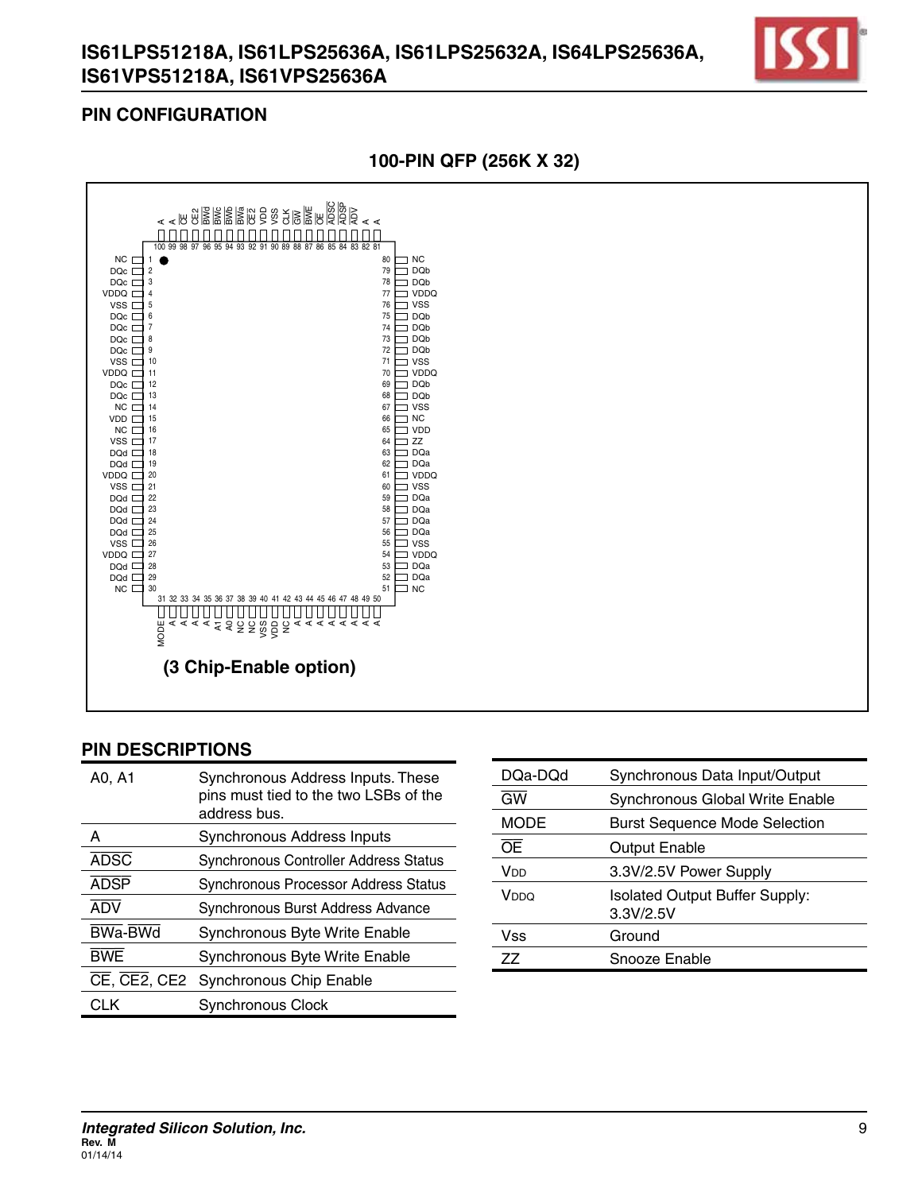## PIN CONFIGURATION

### 100-PIN QFP (256K X 32)

| Pin | Name | Pin | Name |
|---|---|---|---|
| 1 | NC | 80 | NC |
| 2 | DQc | 79 | DQb |
| 3 | DQc | 78 | DQb |
| 4 | VDDQ | 77 | VDDQ |
| 5 | VSS | 76 | VSS |
| 6 | DQc | 75 | DQb |
| 7 | DQc | 74 | DQb |
| 8 | DQc | 73 | DQb |
| 9 | DQc | 72 | DQb |
| 10 | VSS | 71 | VSS |
| 11 | VDDQ | 70 | VDDQ |
| 12 | DQc | 69 | DQb |
| 13 | DQc | 68 | DQb |
| 14 | NC | 67 | VSS |
| 15 | VDD | 66 | NC |
| 16 | NC | 65 | VDD |
| 17 | VSS | 64 | ZZ |
| 18 | DQd | 63 | DQa |
| 19 | DQd | 62 | DQa |
| 20 | VDDQ | 61 | VDDQ |
| 21 | VSS | 60 | VSS |
| 22 | DQd | 59 | DQa |
| 23 | DQd | 58 | DQa |
| 24 | DQd | 57 | DQa |
| 25 | DQd | 56 | DQa |
| 26 | VSS | 55 | VSS |
| 27 | VDDQ | 54 | VDDQ |
| 28 | DQd | 53 | DQa |
| 29 | DQd | 52 | DQa |
| 30 | NC | 51 | NC |

Top pins (100 to 81): A, A, CE, CE2, BWd, BWc, BWb, BWa, CE2, VDD, VSS, CLK, GW, BWE, OE, ADSC, ADSP, ADV, A, A

Bottom pins (31 to 50): MODE, A, A, A, A, A1, A0, NC, NC, VSS, VDD, NC, A, A, A, A, A, A, A, A

**(3 Chip-Enable option)**

## PIN DESCRIPTIONS

| | |
|---|---|
| A0, A1 | Synchronous Address Inputs. These pins must tied to the two LSBs of the address bus. |
| A | Synchronous Address Inputs |
| ADSC | Synchronous Controller Address Status |
| ADSP | Synchronous Processor Address Status |
| ADV | Synchronous Burst Address Advance |
| BWa-BWd | Synchronous Byte Write Enable |
| BWE | Synchronous Byte Write Enable |
| CE, CE2, CE2 | Synchronous Chip Enable |
| CLK | Synchronous Clock |
| DQa-DQd | Synchronous Data Input/Output |
| GW | Synchronous Global Write Enable |
| MODE | Burst Sequence Mode Selection |
| OE | Output Enable |
| $V_{DD}$ | 3.3V/2.5V Power Supply |
| $V_{DDQ}$ | Isolated Output Buffer Supply: 3.3V/2.5V |
| Vss | Ground |
| ZZ | Snooze Enable |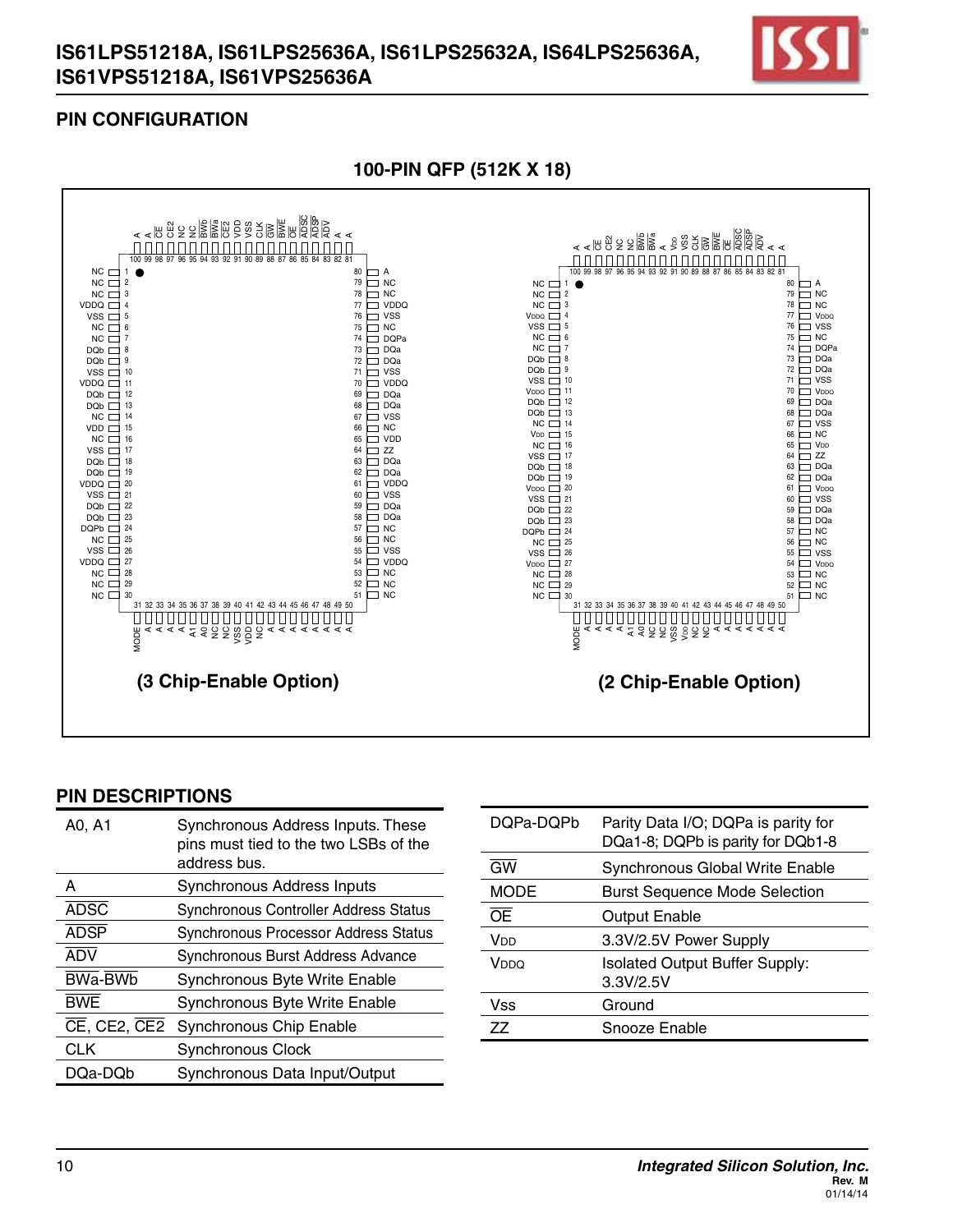## PIN CONFIGURATION

### 100-PIN QFP (512K X 18)

(3 Chip-Enable Option)

| Pin | Signal | Pin | Signal |
|---|---|---|---|
| 1 | NC | 80 | A |
| 2 | NC | 79 | NC |
| 3 | NC | 78 | NC |
| 4 | VDDQ | 77 | VDDQ |
| 5 | VSS | 76 | VSS |
| 6 | NC | 75 | NC |
| 7 | NC | 74 | DQPa |
| 8 | DQb | 73 | DQa |
| 9 | DQb | 72 | DQa |
| 10 | VSS | 71 | VSS |
| 11 | VDDQ | 70 | VDDQ |
| 12 | DQb | 69 | DQa |
| 13 | DQb | 68 | DQa |
| 14 | NC | 67 | VSS |
| 15 | VDD | 66 | NC |
| 16 | NC | 65 | VDD |
| 17 | VSS | 64 | ZZ |
| 18 | DQb | 63 | DQa |
| 19 | DQb | 62 | DQa |
| 20 | VDDQ | 61 | VDDQ |
| 21 | VSS | 60 | VSS |
| 22 | DQb | 59 | DQa |
| 23 | DQb | 58 | DQa |
| 24 | DQPb | 57 | NC |
| 25 | NC | 56 | NC |
| 26 | VSS | 55 | VSS |
| 27 | VDDQ | 54 | VDDQ |
| 28 | NC | 53 | NC |
| 29 | NC | 52 | NC |
| 30 | NC | 51 | NC |

Top pins 100–81: A, A, CE, CE2, NC, NC, BWb, BWa, CE2, VDD, VSS, CLK, GW, BWE, OE, ADSC, ADSP, ADV, A, A

Bottom pins 31–50: MODE, A, A, A, A, A1, A0, NC, NC, VSS, VDD, NC, A, A, A, A, A, A, A, A

(2 Chip-Enable Option)

| Pin | Signal | Pin | Signal |
|---|---|---|---|
| 1 | NC | 80 | A |
| 2 | NC | 79 | NC |
| 3 | NC | 78 | NC |
| 4 | VDDQ | 77 | VDDQ |
| 5 | VSS | 76 | VSS |
| 6 | NC | 75 | NC |
| 7 | NC | 74 | DQPa |
| 8 | DQb | 73 | DQa |
| 9 | DQb | 72 | DQa |
| 10 | VSS | 71 | VSS |
| 11 | VDDQ | 70 | VDDQ |
| 12 | DQb | 69 | DQa |
| 13 | DQb | 68 | DQa |
| 14 | NC | 67 | VSS |
| 15 | VDD | 66 | NC |
| 16 | NC | 65 | VDD |
| 17 | VSS | 64 | ZZ |
| 18 | DQb | 63 | DQa |
| 19 | DQb | 62 | DQa |
| 20 | VDDQ | 61 | VDDQ |
| 21 | VSS | 60 | VSS |
| 22 | DQb | 59 | DQa |
| 23 | DQb | 58 | DQa |
| 24 | DQPb | 57 | NC |
| 25 | NC | 56 | NC |
| 26 | VSS | 55 | VSS |
| 27 | VDDQ | 54 | VDDQ |
| 28 | NC | 53 | NC |
| 29 | NC | 52 | NC |
| 30 | NC | 51 | NC |

Top pins 100–81: A, A, CE, CE2, NC, NC, BWb, BWa, A, VDD, VSS, CLK, GW, BWE, OE, ADSC, ADSP, ADV, A, A

Bottom pins 31–50: MODE, A, A, A, A, A1, A0, NC, NC, VSS, VDD, NC, NC, A, A, A, A, A, A, A

## PIN DESCRIPTIONS

| Symbol | Description |
|---|---|
| A0, A1 | Synchronous Address Inputs. These pins must tied to the two LSBs of the address bus. |
| A | Synchronous Address Inputs |
| ADSC | Synchronous Controller Address Status |
| ADSP | Synchronous Processor Address Status |
| ADV | Synchronous Burst Address Advance |
| BWa-BWb | Synchronous Byte Write Enable |
| BWE | Synchronous Byte Write Enable |
| CE, CE2, CE2 | Synchronous Chip Enable |
| CLK | Synchronous Clock |
| DQa-DQb | Synchronous Data Input/Output |
| DQPa-DQPb | Parity Data I/O; DQPa is parity for DQa1-8; DQPb is parity for DQb1-8 |
| GW | Synchronous Global Write Enable |
| MODE | Burst Sequence Mode Selection |
| OE | Output Enable |
| VDD | 3.3V/2.5V Power Supply |
| VDDQ | Isolated Output Buffer Supply: 3.3V/2.5V |
| Vss | Ground |
| ZZ | Snooze Enable |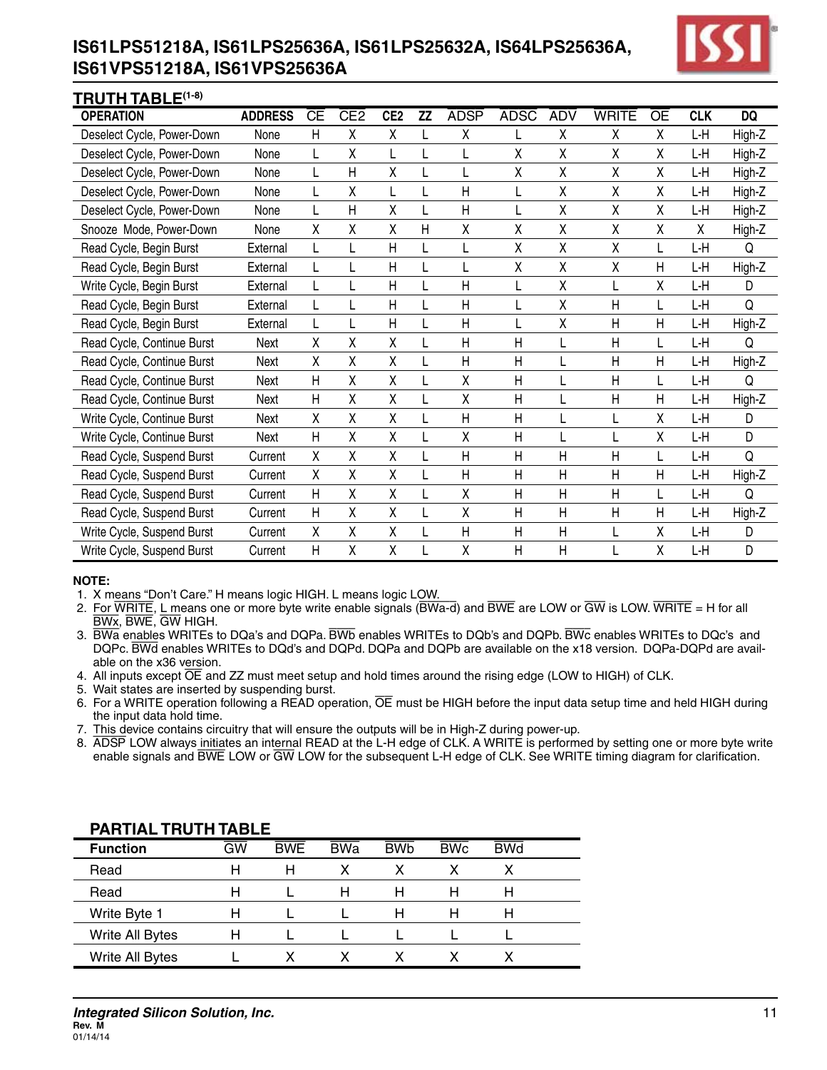## TRUTH TABLE[(1-8)]

| OPERATION | ADDRESS | $\overline{CE}$ | CE2 | $\overline{CE2}$ | ZZ | $\overline{ADSP}$ | $\overline{ADSC}$ | $\overline{ADV}$ | $\overline{WRITE}$ | $\overline{OE}$ | CLK | DQ |
|---|---|---|---|---|---|---|---|---|---|---|---|---|
| Deselect Cycle, Power-Down | None | H | X | X | L | X | L | X | X | X | L-H | High-Z |
| Deselect Cycle, Power-Down | None | L | X | L | L | L | X | X | X | X | L-H | High-Z |
| Deselect Cycle, Power-Down | None | L | H | X | L | L | X | X | X | X | L-H | High-Z |
| Deselect Cycle, Power-Down | None | L | X | L | L | H | L | X | X | X | L-H | High-Z |
| Deselect Cycle, Power-Down | None | L | H | X | L | H | L | X | X | X | L-H | High-Z |
| Snooze Mode, Power-Down | None | X | X | X | H | X | X | X | X | X | X | High-Z |
| Read Cycle, Begin Burst | External | L | L | H | L | L | X | X | X | L | L-H | Q |
| Read Cycle, Begin Burst | External | L | L | H | L | L | X | X | X | H | L-H | High-Z |
| Write Cycle, Begin Burst | External | L | L | H | L | H | L | X | L | X | L-H | D |
| Read Cycle, Begin Burst | External | L | L | H | L | H | L | X | H | L | L-H | Q |
| Read Cycle, Begin Burst | External | L | L | H | L | H | L | X | H | H | L-H | High-Z |
| Read Cycle, Continue Burst | Next | X | X | X | L | H | H | L | H | L | L-H | Q |
| Read Cycle, Continue Burst | Next | X | X | X | L | H | H | L | H | H | L-H | High-Z |
| Read Cycle, Continue Burst | Next | H | X | X | L | X | H | L | H | L | L-H | Q |
| Read Cycle, Continue Burst | Next | H | X | X | L | X | H | L | H | H | L-H | High-Z |
| Write Cycle, Continue Burst | Next | X | X | X | L | H | H | L | L | X | L-H | D |
| Write Cycle, Continue Burst | Next | H | X | X | L | X | H | L | L | X | L-H | D |
| Read Cycle, Suspend Burst | Current | X | X | X | L | H | H | H | H | L | L-H | Q |
| Read Cycle, Suspend Burst | Current | X | X | X | L | H | H | H | H | H | L-H | High-Z |
| Read Cycle, Suspend Burst | Current | H | X | X | L | X | H | H | H | L | L-H | Q |
| Read Cycle, Suspend Burst | Current | H | X | X | L | X | H | H | H | H | L-H | High-Z |
| Write Cycle, Suspend Burst | Current | X | X | X | L | H | H | H | L | X | L-H | D |
| Write Cycle, Suspend Burst | Current | H | X | X | L | X | H | H | L | X | L-H | D |

**NOTE:**

1. X means "Don't Care." H means logic HIGH. L means logic LOW.
2. For $\overline{WRITE}$, L means one or more byte write enable signals ($\overline{BWa\text{-}d}$) and $\overline{BWE}$ are LOW or $\overline{GW}$ is LOW. $\overline{WRITE}$ = H for all $\overline{BWx}$, $\overline{BWE}$, $\overline{GW}$ HIGH.
3. $\overline{BWa}$ enables WRITEs to DQa's and DQPa. $\overline{BWb}$ enables WRITEs to DQb's and DQPb. $\overline{BWc}$ enables WRITEs to DQc's and DQPc. $\overline{BWd}$ enables WRITEs to DQd's and DQPd. DQPa and DQPb are available on the x18 version. DQPa-DQPd are available on the x36 version.
4. All inputs except $\overline{OE}$ and ZZ must meet setup and hold times around the rising edge (LOW to HIGH) of CLK.
5. Wait states are inserted by suspending burst.
6. For a WRITE operation following a READ operation, $\overline{OE}$ must be HIGH before the input data setup time and held HIGH during the input data hold time.
7. This device contains circuitry that will ensure the outputs will be in High-Z during power-up.
8. $\overline{ADSP}$ LOW always initiates an internal READ at the L-H edge of CLK. A WRITE is performed by setting one or more byte write enable signals and $\overline{BWE}$ LOW or $\overline{GW}$ LOW for the subsequent L-H edge of CLK. See WRITE timing diagram for clarification.

## PARTIAL TRUTH TABLE

| Function | $\overline{GW}$ | $\overline{BWE}$ | $\overline{BWa}$ | $\overline{BWb}$ | $\overline{BWc}$ | $\overline{BWd}$ |
|---|---|---|---|---|---|---|
| Read | H | H | X | X | X | X |
| Read | H | L | H | H | H | H |
| Write Byte 1 | H | L | L | H | H | H |
| Write All Bytes | H | L | L | L | L | L |
| Write All Bytes | L | X | X | X | X | X |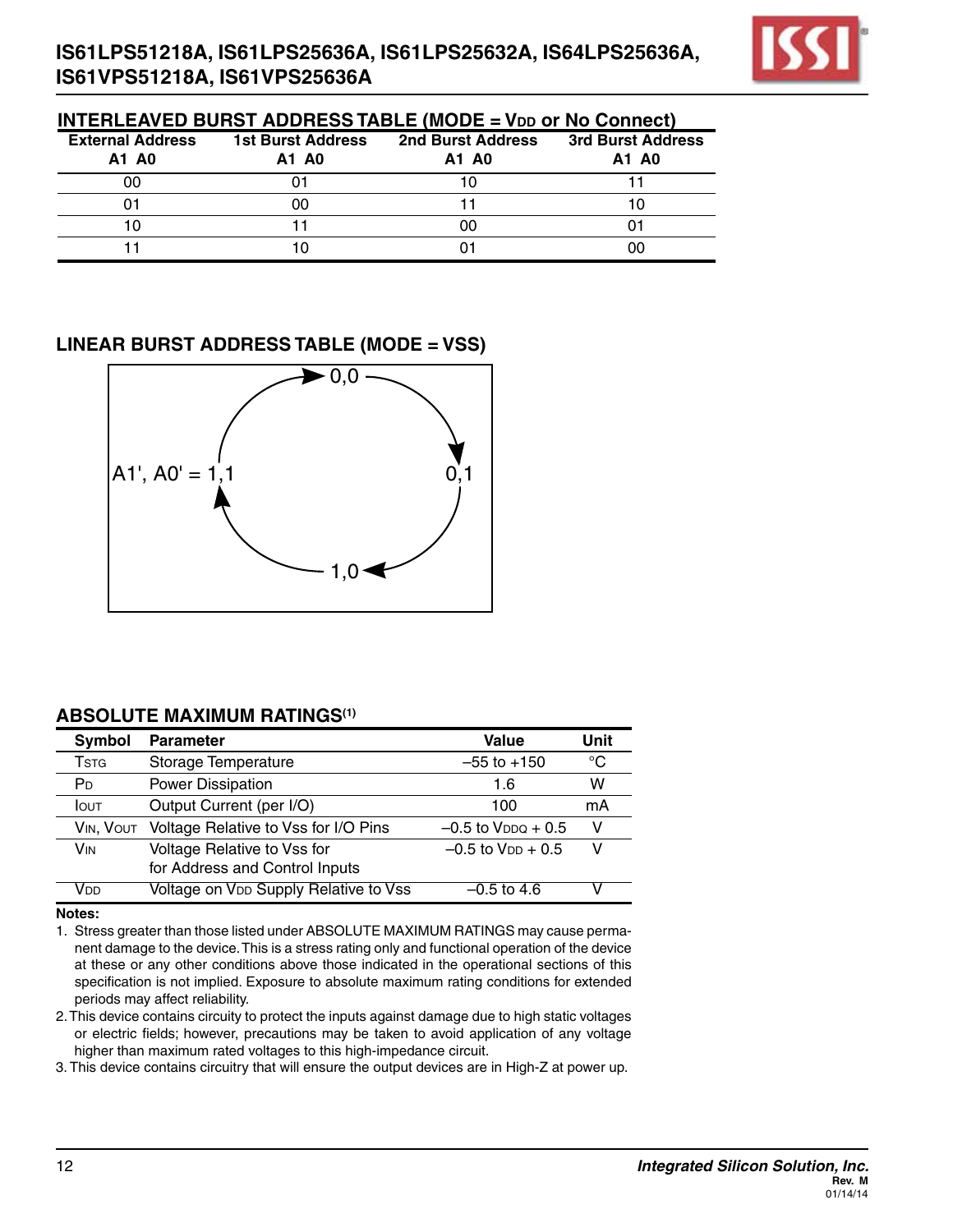## INTERLEAVED BURST ADDRESS TABLE (MODE = $V_{DD}$ or No Connect)

| External Address A1 A0 | 1st Burst Address A1 A0 | 2nd Burst Address A1 A0 | 3rd Burst Address A1 A0 |
|---|---|---|---|
| 00 | 01 | 10 | 11 |
| 01 | 00 | 11 | 10 |
| 10 | 11 | 00 | 01 |
| 11 | 10 | 01 | 00 |

## LINEAR BURST ADDRESS TABLE (MODE = VSS)

0,0 → 0,1 → 1,0 → A1', A0' = 1,1 → 0,0

## ABSOLUTE MAXIMUM RATINGS[(1)]

| Symbol | Parameter | Value | Unit |
|---|---|---|---|
| $T_{STG}$ | Storage Temperature | –55 to +150 | °C |
| $P_D$ | Power Dissipation | 1.6 | W |
| $I_{OUT}$ | Output Current (per I/O) | 100 | mA |
| $V_{IN}$, $V_{OUT}$ | Voltage Relative to Vss for I/O Pins | –0.5 to $V_{DDQ}$ + 0.5 | V |
| $V_{IN}$ | Voltage Relative to Vss for Address and Control Inputs | –0.5 to $V_{DD}$ + 0.5 | V |
| $V_{DD}$ | Voltage on $V_{DD}$ Supply Relative to Vss | –0.5 to 4.6 | V |

**Notes:**

1. Stress greater than those listed under ABSOLUTE MAXIMUM RATINGS may cause permanent damage to the device. This is a stress rating only and functional operation of the device at these or any other conditions above those indicated in the operational sections of this specification is not implied. Exposure to absolute maximum rating conditions for extended periods may affect reliability.
2. This device contains circuity to protect the inputs against damage due to high static voltages or electric fields; however, precautions may be taken to avoid application of any voltage higher than maximum rated voltages to this high-impedance circuit.
3. This device contains circuitry that will ensure the output devices are in High-Z at power up.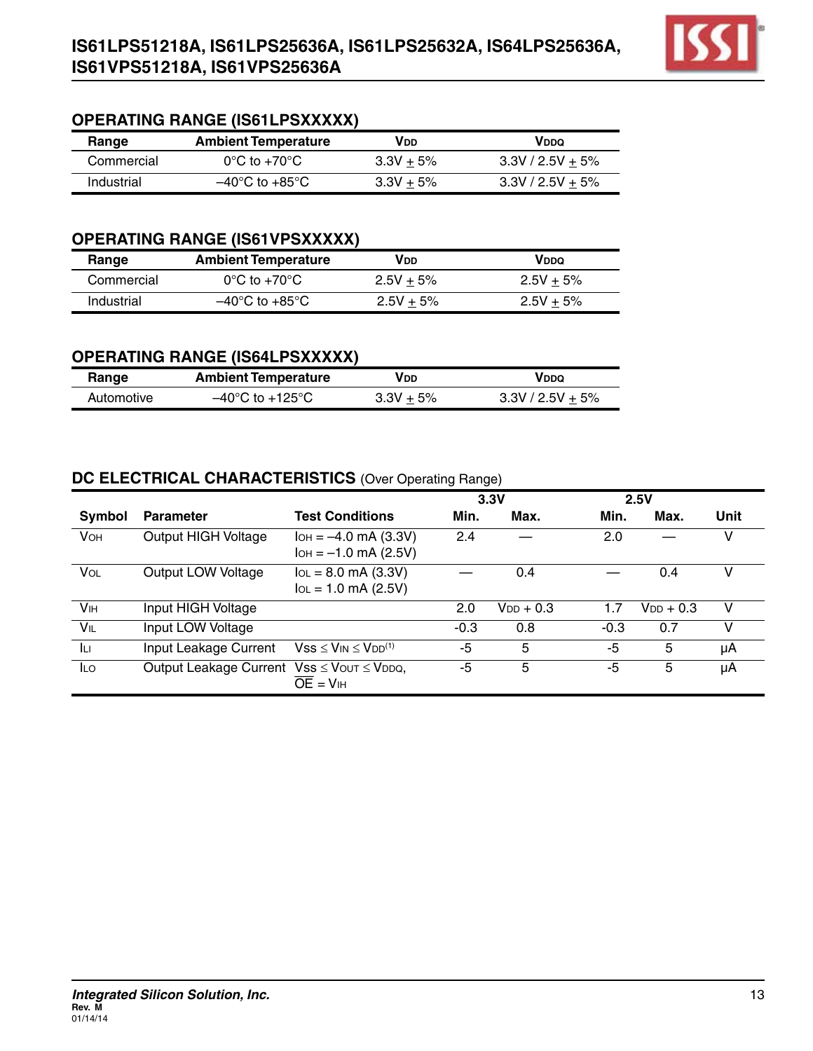## OPERATING RANGE (IS61LPSXXXXX)

| Range | Ambient Temperature | $V_{DD}$ | $V_{DDQ}$ |
|---|---|---|---|
| Commercial | 0°C to +70°C | 3.3V ± 5% | 3.3V / 2.5V ± 5% |
| Industrial | –40°C to +85°C | 3.3V ± 5% | 3.3V / 2.5V ± 5% |

## OPERATING RANGE (IS61VPSXXXXX)

| Range | Ambient Temperature | $V_{DD}$ | $V_{DDQ}$ |
|---|---|---|---|
| Commercial | 0°C to +70°C | 2.5V ± 5% | 2.5V ± 5% |
| Industrial | –40°C to +85°C | 2.5V ± 5% | 2.5V ± 5% |

## OPERATING RANGE (IS64LPSXXXXX)

| Range | Ambient Temperature | $V_{DD}$ | $V_{DDQ}$ |
|---|---|---|---|
| Automotive | –40°C to +125°C | 3.3V ± 5% | 3.3V / 2.5V ± 5% |

## DC ELECTRICAL CHARACTERISTICS (Over Operating Range)

| | | | 3.3V | | 2.5V | | |
|---|---|---|---|---|---|---|---|
| **Symbol** | **Parameter** | **Test Conditions** | **Min.** | **Max.** | **Min.** | **Max.** | **Unit** |
| $V_{OH}$ | Output HIGH Voltage | $I_{OH}$ = –4.0 mA (3.3V)<br>$I_{OH}$ = –1.0 mA (2.5V) | 2.4 | — | 2.0 | — | V |
| $V_{OL}$ | Output LOW Voltage | $I_{OL}$ = 8.0 mA (3.3V)<br>$I_{OL}$ = 1.0 mA (2.5V) | — | 0.4 | — | 0.4 | V |
| $V_{IH}$ | Input HIGH Voltage | | 2.0 | $V_{DD}$ + 0.3 | 1.7 | $V_{DD}$ + 0.3 | V |
| $V_{IL}$ | Input LOW Voltage | | -0.3 | 0.8 | -0.3 | 0.7 | V |
| $I_{LI}$ | Input Leakage Current | $V_{SS} \leq V_{IN} \leq V_{DD}$(1) | -5 | 5 | -5 | 5 | µA |
| $I_{LO}$ | Output Leakage Current | $V_{SS} \leq V_{OUT} \leq V_{DDQ}$, $\overline{OE} = V_{IH}$ | -5 | 5 | -5 | 5 | µA |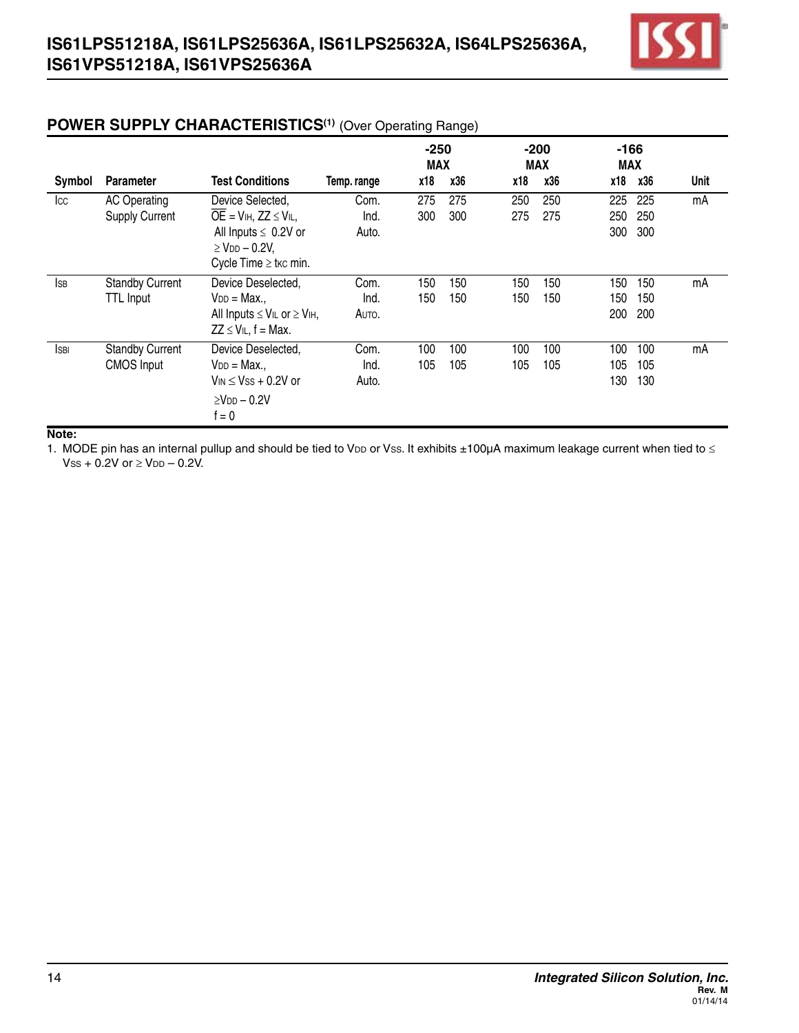## POWER SUPPLY CHARACTERISTICS[1] (Over Operating Range)

| Symbol | Parameter | Test Conditions | Temp. range | -250 MAX x18 | -250 MAX x36 | -200 MAX x18 | -200 MAX x36 | -166 MAX x18 | -166 MAX x36 | Unit |
|---|---|---|---|---|---|---|---|---|---|---|
| $I_{CC}$ | AC Operating Supply Current | Device Selected, $\overline{OE} = V_{IH}$, $ZZ \leq V_{IL}$, All Inputs $\leq$ 0.2V or $\geq V_{DD} - 0.2V$, Cycle Time $\geq t_{KC}$ min. | Com. | 275 | 275 | 250 | 250 | 225 | 225 | mA |
| | | | Ind. | 300 | 300 | 275 | 275 | 250 | 250 | |
| | | | Auto. | | | | | 300 | 300 | |
| $I_{SB}$ | Standby Current TTL Input | Device Deselected, $V_{DD}$ = Max., All Inputs $\leq V_{IL}$ or $\geq V_{IH}$, $ZZ \leq V_{IL}$, f = Max. | Com. | 150 | 150 | 150 | 150 | 150 | 150 | mA |
| | | | Ind. | 150 | 150 | 150 | 150 | 150 | 150 | |
| | | | Auto. | | | | | 200 | 200 | |
| $I_{SBI}$ | Standby Current CMOS Input | Device Deselected, $V_{DD}$ = Max., $V_{IN} \leq V_{SS} + 0.2V$ or $\geq V_{DD} - 0.2V$ f = 0 | Com. | 100 | 100 | 100 | 100 | 100 | 100 | mA |
| | | | Ind. | 105 | 105 | 105 | 105 | 105 | 105 | |
| | | | Auto. | | | | | 130 | 130 | |

**Note:**

1. MODE pin has an internal pullup and should be tied to $V_{DD}$ or $V_{SS}$. It exhibits ±100µA maximum leakage current when tied to $\leq V_{SS} + 0.2V$ or $\geq V_{DD} - 0.2V$.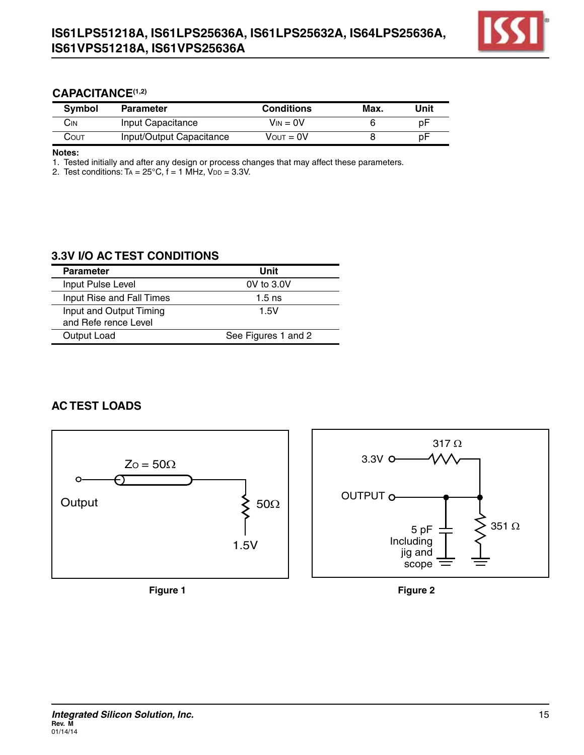## CAPACITANCE[1,2]

| Symbol | Parameter | Conditions | Max. | Unit |
|---|---|---|---|---|
| $C_{IN}$ | Input Capacitance | $V_{IN}$ = 0V | 6 | pF |
| $C_{OUT}$ | Input/Output Capacitance | $V_{OUT}$ = 0V | 8 | pF |

**Notes:**

1. Tested initially and after any design or process changes that may affect these parameters.
2. Test conditions: $T_A$ = 25°C, f = 1 MHz, $V_{DD}$ = 3.3V.

## 3.3V I/O AC TEST CONDITIONS

| Parameter | Unit |
|---|---|
| Input Pulse Level | 0V to 3.0V |
| Input Rise and Fall Times | 1.5 ns |
| Input and Output Timing and Refe rence Level | 1.5V |
| Output Load | See Figures 1 and 2 |

## AC TEST LOADS

Zo = 50Ω

Output

50Ω

1.5V

**Figure 1**

317 Ω

3.3V

OUTPUT

5 pF Including jig and scope

351 Ω

**Figure 2**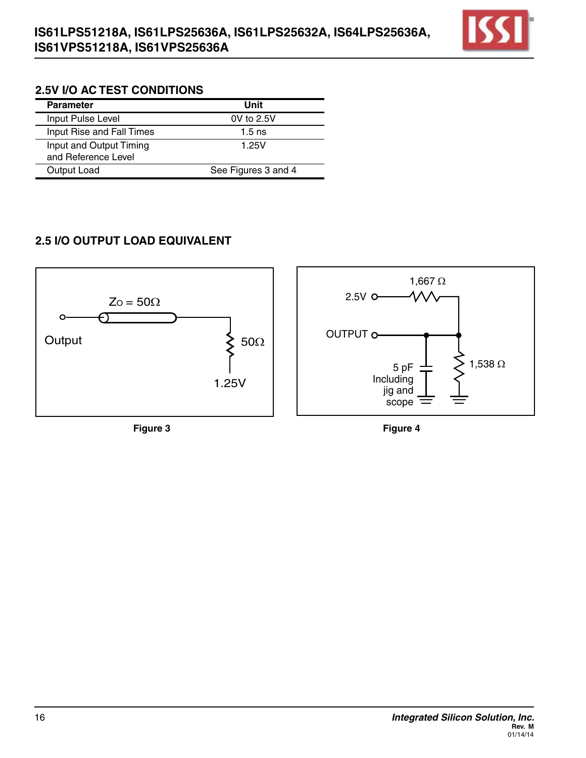## 2.5V I/O AC TEST CONDITIONS

| Parameter | Unit |
|---|---|
| Input Pulse Level | 0V to 2.5V |
| Input Rise and Fall Times | 1.5 ns |
| Input and Output Timing and Reference Level | 1.25V |
| Output Load | See Figures 3 and 4 |

## 2.5 I/O OUTPUT LOAD EQUIVALENT

Figure 3

Figure 4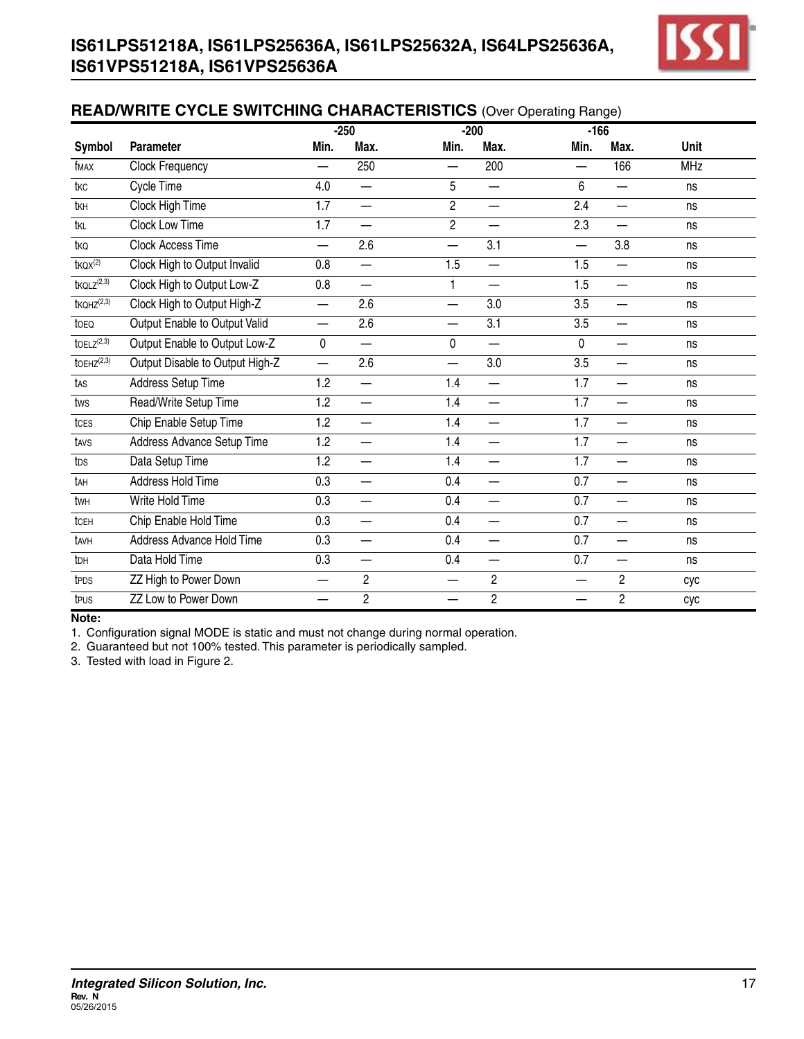## READ/WRITE CYCLE SWITCHING CHARACTERISTICS (Over Operating Range)

| Symbol | Parameter | -250 | | -200 | | -166 | | Unit |
|---|---|---|---|---|---|---|---|---|
| | | Min. | Max. | Min. | Max. | Min. | Max. | |
| $f_{MAX}$ | Clock Frequency | — | 250 | — | 200 | — | 166 | MHz |
| $t_{KC}$ | Cycle Time | 4.0 | — | 5 | — | 6 | — | ns |
| $t_{KH}$ | Clock High Time | 1.7 | — | 2 | — | 2.4 | — | ns |
| $t_{KL}$ | Clock Low Time | 1.7 | — | 2 | — | 2.3 | — | ns |
| $t_{KQ}$ | Clock Access Time | — | 2.6 | — | 3.1 | — | 3.8 | ns |
| $t_{KQX}$[2] | Clock High to Output Invalid | 0.8 | — | 1.5 | — | 1.5 | — | ns |
| $t_{KQLZ}$[2,3] | Clock High to Output Low-Z | 0.8 | — | 1 | — | 1.5 | — | ns |
| $t_{KQHZ}$[2,3] | Clock High to Output High-Z | — | 2.6 | — | 3.0 | 3.5 | — | ns |
| $t_{OEQ}$ | Output Enable to Output Valid | — | 2.6 | — | 3.1 | 3.5 | — | ns |
| $t_{OELZ}$[2,3] | Output Enable to Output Low-Z | 0 | — | 0 | — | 0 | — | ns |
| $t_{OEHZ}$[2,3] | Output Disable to Output High-Z | — | 2.6 | — | 3.0 | 3.5 | — | ns |
| $t_{AS}$ | Address Setup Time | 1.2 | — | 1.4 | — | 1.7 | — | ns |
| $t_{WS}$ | Read/Write Setup Time | 1.2 | — | 1.4 | — | 1.7 | — | ns |
| $t_{CES}$ | Chip Enable Setup Time | 1.2 | — | 1.4 | — | 1.7 | — | ns |
| $t_{AVS}$ | Address Advance Setup Time | 1.2 | — | 1.4 | — | 1.7 | — | ns |
| $t_{DS}$ | Data Setup Time | 1.2 | — | 1.4 | — | 1.7 | — | ns |
| $t_{AH}$ | Address Hold Time | 0.3 | — | 0.4 | — | 0.7 | — | ns |
| $t_{WH}$ | Write Hold Time | 0.3 | — | 0.4 | — | 0.7 | — | ns |
| $t_{CEH}$ | Chip Enable Hold Time | 0.3 | — | 0.4 | — | 0.7 | — | ns |
| $t_{AVH}$ | Address Advance Hold Time | 0.3 | — | 0.4 | — | 0.7 | — | ns |
| $t_{DH}$ | Data Hold Time | 0.3 | — | 0.4 | — | 0.7 | — | ns |
| $t_{PDS}$ | ZZ High to Power Down | — | 2 | — | 2 | — | 2 | cyc |
| $t_{PUS}$ | ZZ Low to Power Down | — | 2 | — | 2 | — | 2 | cyc |

**Note:**
1. Configuration signal MODE is static and must not change during normal operation.
2. Guaranteed but not 100% tested. This parameter is periodically sampled.
3. Tested with load in Figure 2.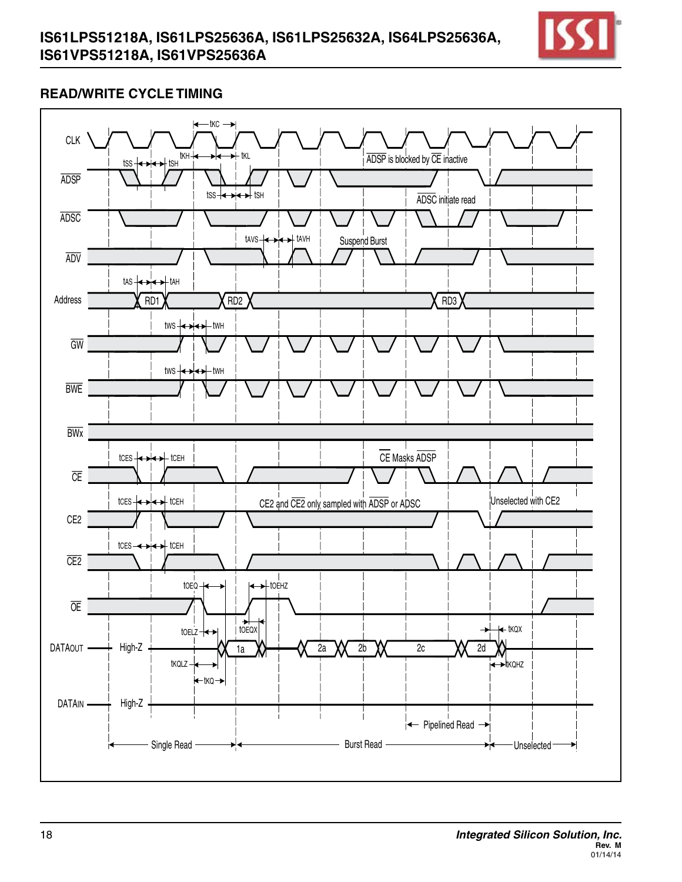## READ/WRITE CYCLE TIMING

CLK — tKC, tKH, tKL

ADSP — tSS, tSH — ADSP is blocked by CE inactive

ADSC — tSS, tSH — ADSC initiate read

ADV — tAVS, tAVH — Suspend Burst

Address — tAS, tAH — RD1, RD2, RD3

GW — tWS, tWH

BWE — tWS, tWH

BWx

CE — tCES, tCEH — CE Masks ADSP

CE2 — tCES, tCEH — CE2 and CE2 only sampled with ADSP or ADSC — Unselected with CE2

CE2 — tCES, tCEH

OE — tOEQ, tOEHZ

DATAOUT — High-Z — tOELZ, tOEQX, tKQLZ, tKQ, tKQX, tKQHZ — 1a, 2a, 2b, 2c, 2d

DATAIN — High-Z

Pipelined Read

Single Read — Burst Read — Unselected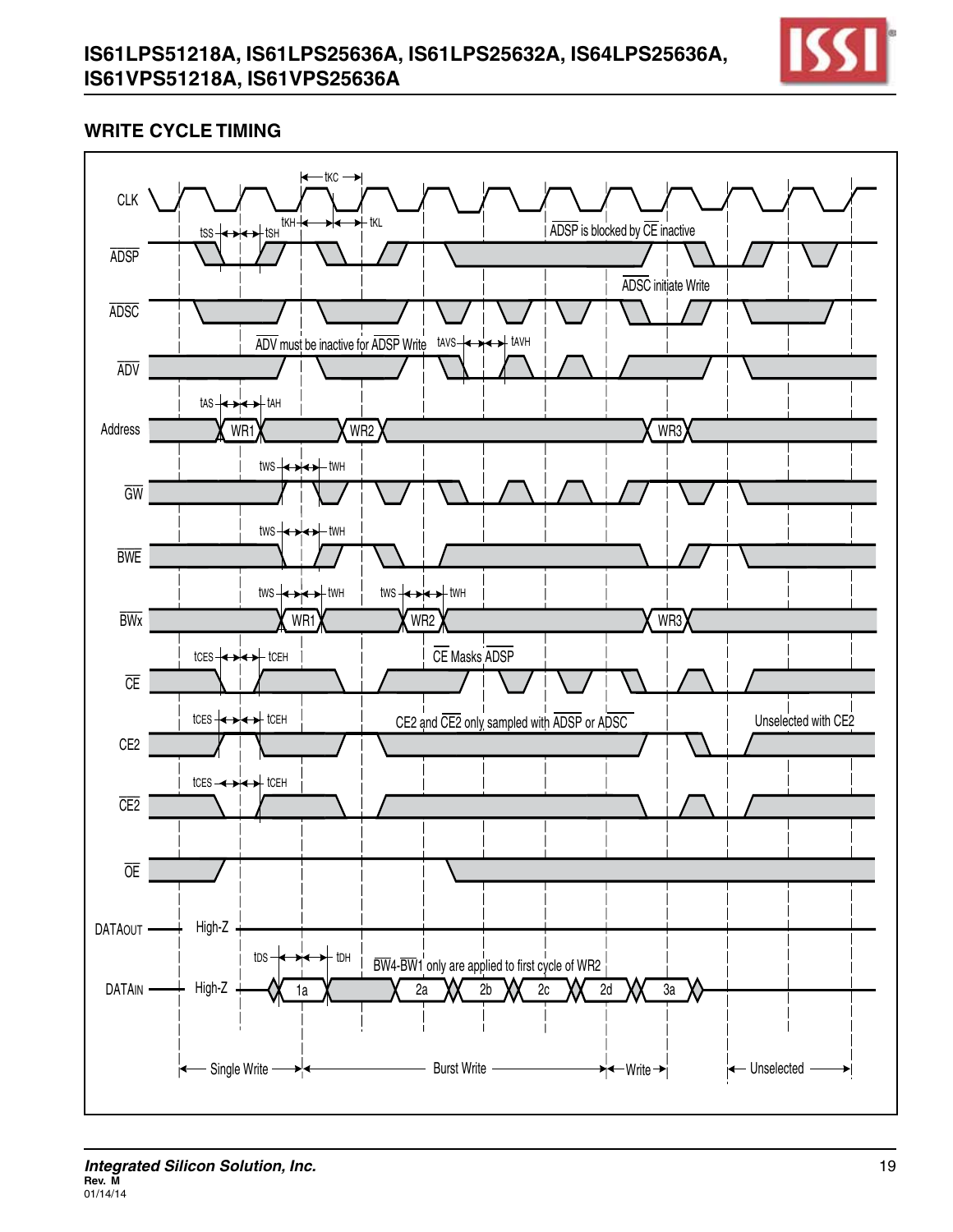## WRITE CYCLE TIMING

CLK

tKC

tKH tKL

tSS tSH

ADSP

ADSP is blocked by CE inactive

ADSC

ADSC initiate Write

ADV must be inactive for ADSP Write

tAVS tAVH

ADV

tAS tAH

Address

WR1

WR2

WR3

tWS tWH

GW

tWS tWH

BWE

tWS tWH tWS tWH

BWx

WR1

WR2

WR3

tCES tCEH

CE Masks ADSP

CE

tCES tCEH

CE2 and CE2 only sampled with ADSP or ADSC

Unselected with CE2

CE2

tCES tCEH

CE2

OE

DATAOUT

High-Z

tDS tDH

BW4-BW1 only are applied to first cycle of WR2

DATAIN

High-Z

1a

2a

2b

2c

2d

3a

Single Write

Burst Write

Write

Unselected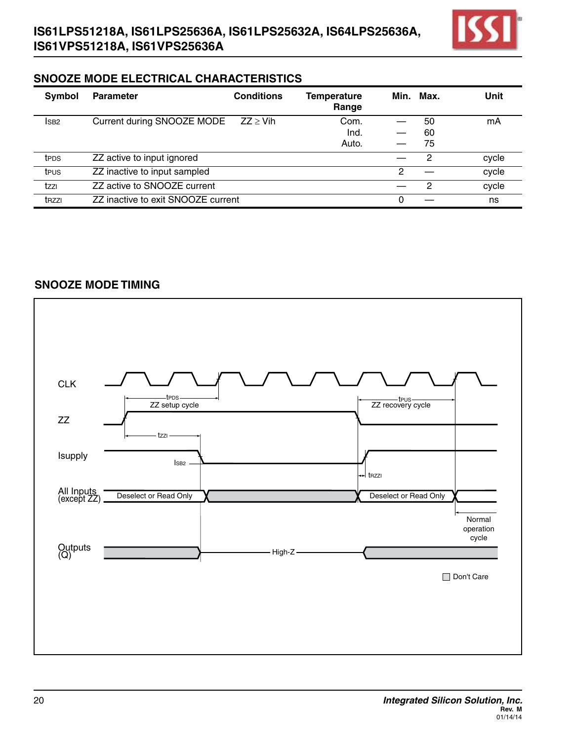## SNOOZE MODE ELECTRICAL CHARACTERISTICS

| Symbol | Parameter | Conditions | Temperature Range | Min. | Max. | Unit |
|---|---|---|---|---|---|---|
| $I_{SB2}$ | Current during SNOOZE MODE | ZZ ≥ Vih | Com. | — | 50 | mA |
| | | | Ind. | — | 60 | |
| | | | Auto. | — | 75 | |
| $t_{PDS}$ | ZZ active to input ignored | | | — | 2 | cycle |
| $t_{PUS}$ | ZZ inactive to input sampled | | | 2 | — | cycle |
| $t_{ZZI}$ | ZZ active to SNOOZE current | | | — | 2 | cycle |
| $t_{RZZI}$ | ZZ inactive to exit SNOOZE current | | | 0 | — | ns |

## SNOOZE MODE TIMING

CLK

ZZ — $t_{PDS}$ ZZ setup cycle; $t_{PUS}$ ZZ recovery cycle

$t_{ZZI}$

Isupply — $I_{SB2}$; $t_{RZZI}$

All Inputs (except ZZ) — Deselect or Read Only; Deselect or Read Only

Normal operation cycle

Outputs (Q) — High-Z

Don't Care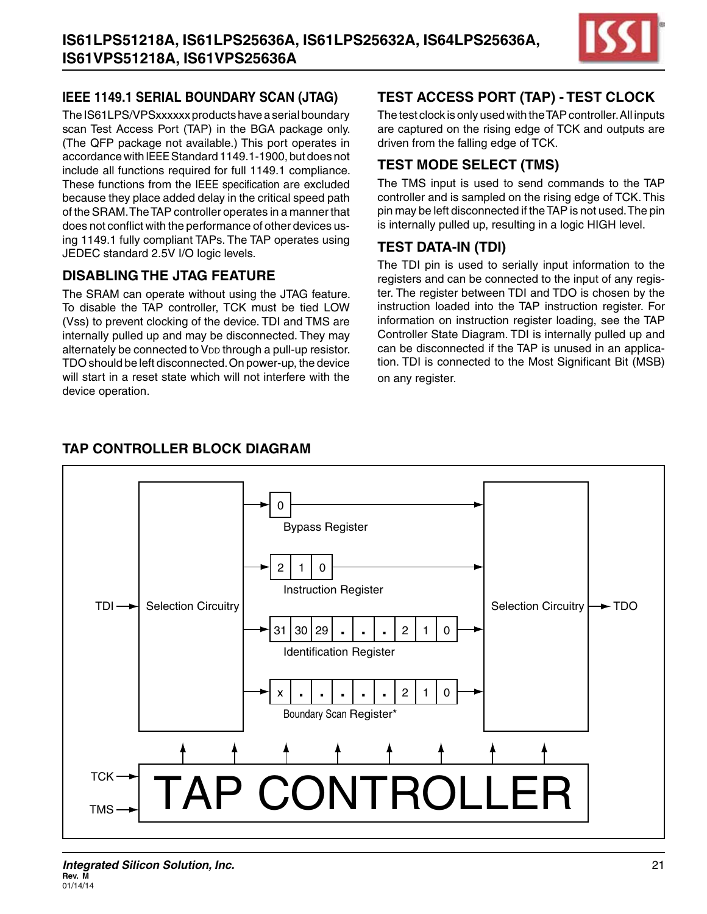## IEEE 1149.1 SERIAL BOUNDARY SCAN (JTAG)

The IS61LPS/VPSxxxxxx products have a serial boundary scan Test Access Port (TAP) in the BGA package only. (The QFP package not available.) This port operates in accordance with IEEE Standard 1149.1-1900, but does not include all functions required for full 1149.1 compliance. These functions from the IEEE specification are excluded because they place added delay in the critical speed path of the SRAM. The TAP controller operates in a manner that does not conflict with the performance of other devices using 1149.1 fully compliant TAPs. The TAP operates using JEDEC standard 2.5V I/O logic levels.

## DISABLING THE JTAG FEATURE

The SRAM can operate without using the JTAG feature. To disable the TAP controller, TCK must be tied LOW (Vss) to prevent clocking of the device. TDI and TMS are internally pulled up and may be disconnected. They may alternately be connected to $V_{DD}$ through a pull-up resistor. TDO should be left disconnected. On power-up, the device will start in a reset state which will not interfere with the device operation.

## TEST ACCESS PORT (TAP) - TEST CLOCK

The test clock is only used with the TAP controller. All inputs are captured on the rising edge of TCK and outputs are driven from the falling edge of TCK.

## TEST MODE SELECT (TMS)

The TMS input is used to send commands to the TAP controller and is sampled on the rising edge of TCK. This pin may be left disconnected if the TAP is not used. The pin is internally pulled up, resulting in a logic HIGH level.

## TEST DATA-IN (TDI)

The TDI pin is used to serially input information to the registers and can be connected to the input of any register. The register between TDI and TDO is chosen by the instruction loaded into the TAP instruction register. For information on instruction register loading, see the TAP Controller State Diagram. TDI is internally pulled up and can be disconnected if the TAP is unused in an application. TDI is connected to the Most Significant Bit (MSB) on any register.

## TAP CONTROLLER BLOCK DIAGRAM

TDI → Selection Circuitry → [Bypass Register: 0], [Instruction Register: 2 1 0], [Identification Register: 31 30 29 . . . 2 1 0], [Boundary Scan Register*: x . . . . . 2 1 0] → Selection Circuitry → TDO

TCK, TMS → TAP CONTROLLER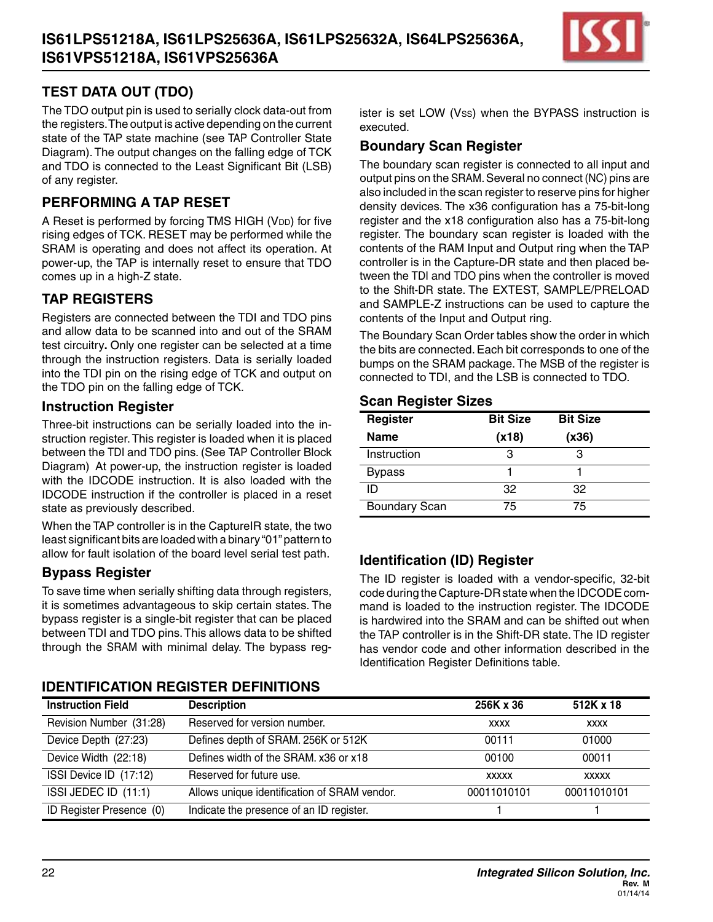## TEST DATA OUT (TDO)

The TDO output pin is used to serially clock data-out from the registers. The output is active depending on the current state of the TAP state machine (see TAP Controller State Diagram). The output changes on the falling edge of TCK and TDO is connected to the Least Significant Bit (LSB) of any register.

## PERFORMING A TAP RESET

A Reset is performed by forcing TMS HIGH ($V_{DD}$) for five rising edges of TCK. RESET may be performed while the SRAM is operating and does not affect its operation. At power-up, the TAP is internally reset to ensure that TDO comes up in a high-Z state.

## TAP REGISTERS

Registers are connected between the TDI and TDO pins and allow data to be scanned into and out of the SRAM test circuitry**.** Only one register can be selected at a time through the instruction registers. Data is serially loaded into the TDI pin on the rising edge of TCK and output on the TDO pin on the falling edge of TCK.

### Instruction Register

Three-bit instructions can be serially loaded into the instruction register. This register is loaded when it is placed between the TDI and TDO pins. (See TAP Controller Block Diagram) At power-up, the instruction register is loaded with the IDCODE instruction. It is also loaded with the IDCODE instruction if the controller is placed in a reset state as previously described.

When the TAP controller is in the CaptureIR state, the two least significant bits are loaded with a binary "01" pattern to allow for fault isolation of the board level serial test path.

### Bypass Register

To save time when serially shifting data through registers, it is sometimes advantageous to skip certain states. The bypass register is a single-bit register that can be placed between TDI and TDO pins. This allows data to be shifted through the SRAM with minimal delay. The bypass register is set LOW ($V_{SS}$) when the BYPASS instruction is executed.

### Boundary Scan Register

The boundary scan register is connected to all input and output pins on the SRAM. Several no connect (NC) pins are also included in the scan register to reserve pins for higher density devices. The x36 configuration has a 75-bit-long register and the x18 configuration also has a 75-bit-long register. The boundary scan register is loaded with the contents of the RAM Input and Output ring when the TAP controller is in the Capture-DR state and then placed between the TDI and TDO pins when the controller is moved to the Shift-DR state. The EXTEST, SAMPLE/PRELOAD and SAMPLE-Z instructions can be used to capture the contents of the Input and Output ring.

The Boundary Scan Order tables show the order in which the bits are connected. Each bit corresponds to one of the bumps on the SRAM package. The MSB of the register is connected to TDI, and the LSB is connected to TDO.

### Scan Register Sizes

| Register Name | Bit Size (x18) | Bit Size (x36) |
|---|---|---|
| Instruction | 3 | 3 |
| Bypass | 1 | 1 |
| ID | 32 | 32 |
| Boundary Scan | 75 | 75 |

### Identification (ID) Register

The ID register is loaded with a vendor-specific, 32-bit code during the Capture-DR state when the IDCODE command is loaded to the instruction register. The IDCODE is hardwired into the SRAM and can be shifted out when the TAP controller is in the Shift-DR state. The ID register has vendor code and other information described in the Identification Register Definitions table.

## IDENTIFICATION REGISTER DEFINITIONS

| Instruction Field | Description | 256K x 36 | 512K x 18 |
|---|---|---|---|
| Revision Number (31:28) | Reserved for version number. | xxxx | xxxx |
| Device Depth (27:23) | Defines depth of SRAM. 256K or 512K | 00111 | 01000 |
| Device Width (22:18) | Defines width of the SRAM. x36 or x18 | 00100 | 00011 |
| ISSI Device ID (17:12) | Reserved for future use. | xxxxx | xxxxx |
| ISSI JEDEC ID (11:1) | Allows unique identification of SRAM vendor. | 00011010101 | 00011010101 |
| ID Register Presence (0) | Indicate the presence of an ID register. | 1 | 1 |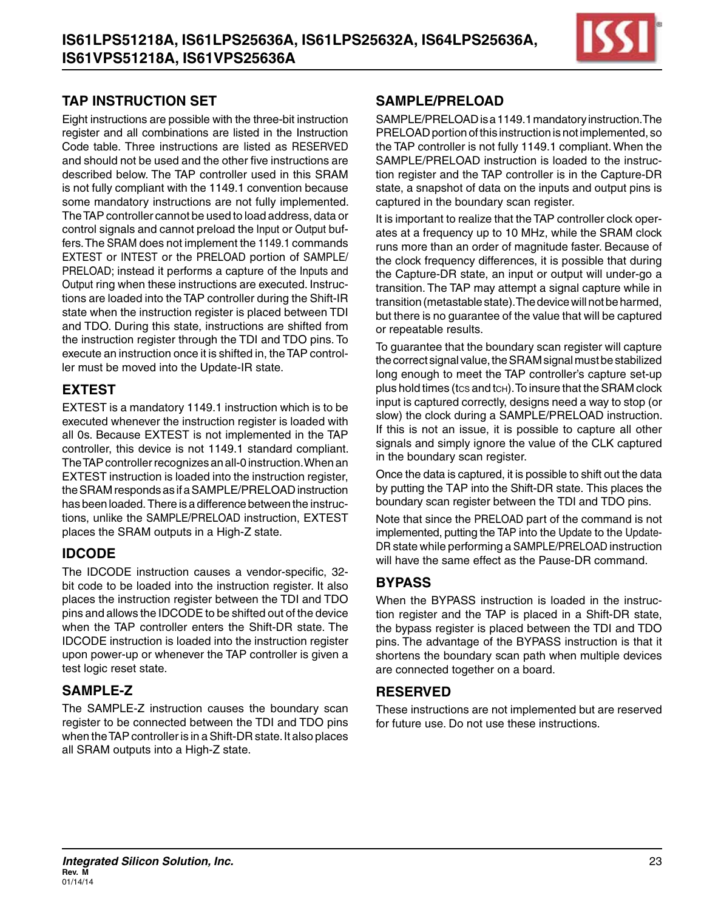## TAP INSTRUCTION SET

Eight instructions are possible with the three-bit instruction register and all combinations are listed in the Instruction Code table. Three instructions are listed as RESERVED and should not be used and the other five instructions are described below. The TAP controller used in this SRAM is not fully compliant with the 1149.1 convention because some mandatory instructions are not fully implemented. The TAP controller cannot be used to load address, data or control signals and cannot preload the Input or Output buffers. The SRAM does not implement the 1149.1 commands EXTEST or INTEST or the PRELOAD portion of SAMPLE/PRELOAD; instead it performs a capture of the Inputs and Output ring when these instructions are executed. Instructions are loaded into the TAP controller during the Shift-IR state when the instruction register is placed between TDI and TDO. During this state, instructions are shifted from the instruction register through the TDI and TDO pins. To execute an instruction once it is shifted in, the TAP controller must be moved into the Update-IR state.

## EXTEST

EXTEST is a mandatory 1149.1 instruction which is to be executed whenever the instruction register is loaded with all 0s. Because EXTEST is not implemented in the TAP controller, this device is not 1149.1 standard compliant. The TAP controller recognizes an all-0 instruction. When an EXTEST instruction is loaded into the instruction register, the SRAM responds as if a SAMPLE/PRELOAD instruction has been loaded. There is a difference between the instructions, unlike the SAMPLE/PRELOAD instruction, EXTEST places the SRAM outputs in a High-Z state.

## IDCODE

The IDCODE instruction causes a vendor-specific, 32-bit code to be loaded into the instruction register. It also places the instruction register between the TDI and TDO pins and allows the IDCODE to be shifted out of the device when the TAP controller enters the Shift-DR state. The IDCODE instruction is loaded into the instruction register upon power-up or whenever the TAP controller is given a test logic reset state.

## SAMPLE-Z

The SAMPLE-Z instruction causes the boundary scan register to be connected between the TDI and TDO pins when the TAP controller is in a Shift-DR state. It also places all SRAM outputs into a High-Z state.

## SAMPLE/PRELOAD

SAMPLE/PRELOAD is a 1149.1 mandatory instruction. The PRELOAD portion of this instruction is not implemented, so the TAP controller is not fully 1149.1 compliant. When the SAMPLE/PRELOAD instruction is loaded to the instruction register and the TAP controller is in the Capture-DR state, a snapshot of data on the inputs and output pins is captured in the boundary scan register.

It is important to realize that the TAP controller clock operates at a frequency up to 10 MHz, while the SRAM clock runs more than an order of magnitude faster. Because of the clock frequency differences, it is possible that during the Capture-DR state, an input or output will under-go a transition. The TAP may attempt a signal capture while in transition (metastable state). The device will not be harmed, but there is no guarantee of the value that will be captured or repeatable results.

To guarantee that the boundary scan register will capture the correct signal value, the SRAM signal must be stabilized long enough to meet the TAP controller's capture set-up plus hold times ($t_{CS}$ and $t_{CH}$). To insure that the SRAM clock input is captured correctly, designs need a way to stop (or slow) the clock during a SAMPLE/PRELOAD instruction. If this is not an issue, it is possible to capture all other signals and simply ignore the value of the CLK captured in the boundary scan register.

Once the data is captured, it is possible to shift out the data by putting the TAP into the Shift-DR state. This places the boundary scan register between the TDI and TDO pins.

Note that since the PRELOAD part of the command is not implemented, putting the TAP into the Update to the Update-DR state while performing a SAMPLE/PRELOAD instruction will have the same effect as the Pause-DR command.

## BYPASS

When the BYPASS instruction is loaded in the instruction register and the TAP is placed in a Shift-DR state, the bypass register is placed between the TDI and TDO pins. The advantage of the BYPASS instruction is that it shortens the boundary scan path when multiple devices are connected together on a board.

## RESERVED

These instructions are not implemented but are reserved for future use. Do not use these instructions.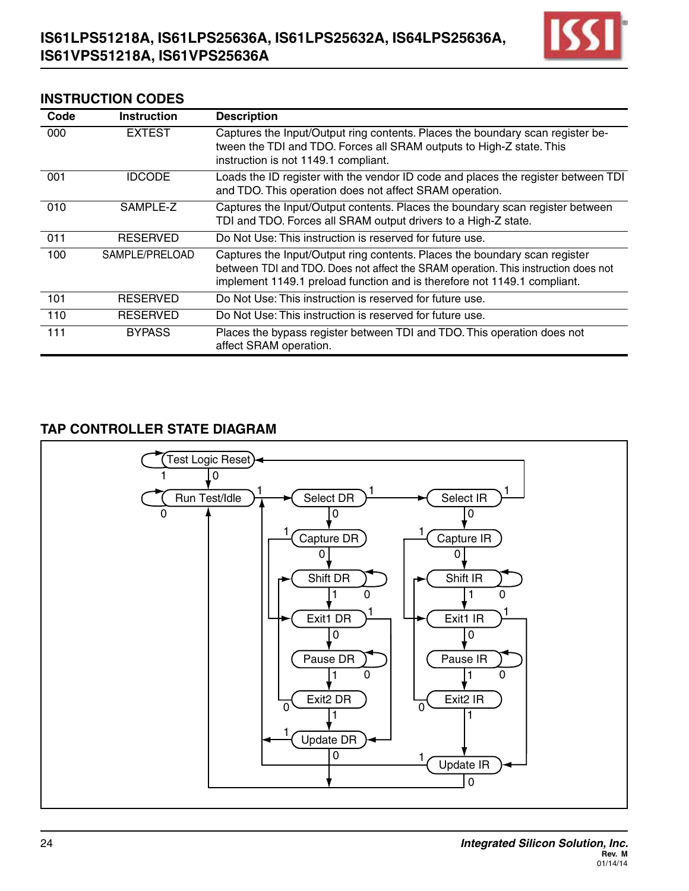## INSTRUCTION CODES

| Code | Instruction | Description |
| --- | --- | --- |
| 000 | EXTEST | Captures the Input/Output ring contents. Places the boundary scan register between the TDI and TDO. Forces all SRAM outputs to High-Z state. This instruction is not 1149.1 compliant. |
| 001 | IDCODE | Loads the ID register with the vendor ID code and places the register between TDI and TDO. This operation does not affect SRAM operation. |
| 010 | SAMPLE-Z | Captures the Input/Output contents. Places the boundary scan register between TDI and TDO. Forces all SRAM output drivers to a High-Z state. |
| 011 | RESERVED | Do Not Use: This instruction is reserved for future use. |
| 100 | SAMPLE/PRELOAD | Captures the Input/Output ring contents. Places the boundary scan register between TDI and TDO. Does not affect the SRAM operation. This instruction does not implement 1149.1 preload function and is therefore not 1149.1 compliant. |
| 101 | RESERVED | Do Not Use: This instruction is reserved for future use. |
| 110 | RESERVED | Do Not Use: This instruction is reserved for future use. |
| 111 | BYPASS | Places the bypass register between TDI and TDO. This operation does not affect SRAM operation. |

## TAP CONTROLLER STATE DIAGRAM

Test Logic Reset, Run Test/Idle, Select DR, Capture DR, Shift DR, Exit1 DR, Pause DR, Exit2 DR, Update DR, Select IR, Capture IR, Shift IR, Exit1 IR, Pause IR, Exit2 IR, Update IR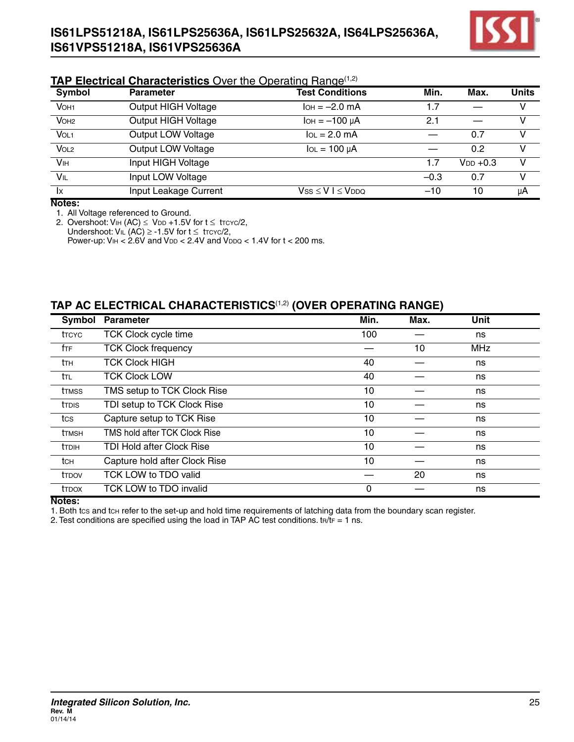## TAP Electrical Characteristics Over the Operating Range[1,2]

| Symbol | Parameter | Test Conditions | Min. | Max. | Units |
|---|---|---|---|---|---|
| $V_{OH1}$ | Output HIGH Voltage | $I_{OH}$ = –2.0 mA | 1.7 | — | V |
| $V_{OH2}$ | Output HIGH Voltage | $I_{OH}$ = –100 µA | 2.1 | — | V |
| $V_{OL1}$ | Output LOW Voltage | $I_{OL}$ = 2.0 mA | — | 0.7 | V |
| $V_{OL2}$ | Output LOW Voltage | $I_{OL}$ = 100 µA | — | 0.2 | V |
| $V_{IH}$ | Input HIGH Voltage | | 1.7 | $V_{DD}$ +0.3 | V |
| $V_{IL}$ | Input LOW Voltage | | –0.3 | 0.7 | V |
| $I_X$ | Input Leakage Current | $V_{SS} \leq V I \leq V_{DDQ}$ | –10 | 10 | µA |

**Notes:**

1. All Voltage referenced to Ground.
2. Overshoot: $V_{IH}$ (AC) ≤ $V_{DD}$ +1.5V for t ≤ $t_{TCYC}/2$,
   Undershoot: $V_{IL}$ (AC) ≥ -1.5V for t ≤ $t_{TCYC}/2$,
   Power-up: $V_{IH}$ < 2.6V and $V_{DD}$ < 2.4V and $V_{DDQ}$ < 1.4V for t < 200 ms.

## TAP AC ELECTRICAL CHARACTERISTICS[1,2] (OVER OPERATING RANGE)

| Symbol | Parameter | Min. | Max. | Unit |
|---|---|---|---|---|
| $t_{TCYC}$ | TCK Clock cycle time | 100 | — | ns |
| $f_{TF}$ | TCK Clock frequency | — | 10 | MHz |
| $t_{TH}$ | TCK Clock HIGH | 40 | — | ns |
| $t_{TL}$ | TCK Clock LOW | 40 | — | ns |
| $t_{TMSS}$ | TMS setup to TCK Clock Rise | 10 | — | ns |
| $t_{TDIS}$ | TDI setup to TCK Clock Rise | 10 | — | ns |
| $t_{CS}$ | Capture setup to TCK Rise | 10 | — | ns |
| $t_{TMSH}$ | TMS hold after TCK Clock Rise | 10 | — | ns |
| $t_{TDIH}$ | TDI Hold after Clock Rise | 10 | — | ns |
| $t_{CH}$ | Capture hold after Clock Rise | 10 | — | ns |
| $t_{TDOV}$ | TCK LOW to TDO valid | — | 20 | ns |
| $t_{TDOX}$ | TCK LOW to TDO invalid | 0 | — | ns |

**Notes:**

1. Both $t_{CS}$ and $t_{CH}$ refer to the set-up and hold time requirements of latching data from the boundary scan register.
2. Test conditions are specified using the load in TAP AC test conditions. $t_R/t_F$ = 1 ns.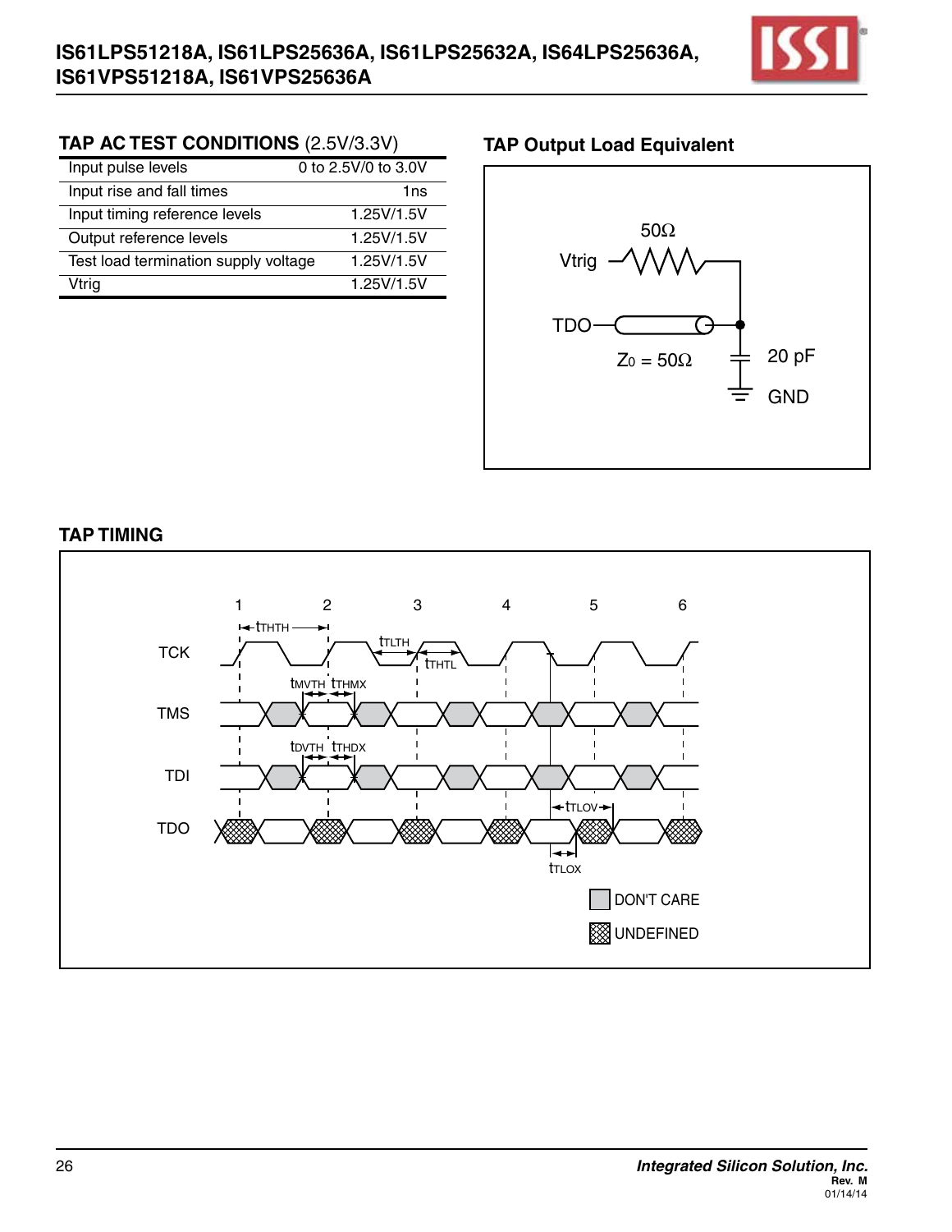## TAP AC TEST CONDITIONS (2.5V/3.3V)

| Parameter | Value |
|---|---|
| Input pulse levels | 0 to 2.5V/0 to 3.0V |
| Input rise and fall times | 1ns |
| Input timing reference levels | 1.25V/1.5V |
| Output reference levels | 1.25V/1.5V |
| Test load termination supply voltage | 1.25V/1.5V |
| Vtrig | 1.25V/1.5V |

## TAP Output Load Equivalent

Vtrig — 50Ω

TDO — $Z_0 = 50\Omega$

20 pF

GND

## TAP TIMING

TCK, TMS, TDI, TDO

$t_{THTH}$, $t_{TLTH}$, $t_{THTL}$, $t_{MVTH}$, $t_{THMX}$, $t_{DVTH}$, $t_{THDX}$, $t_{TLOV}$, $t_{TLOX}$

DON'T CARE

UNDEFINED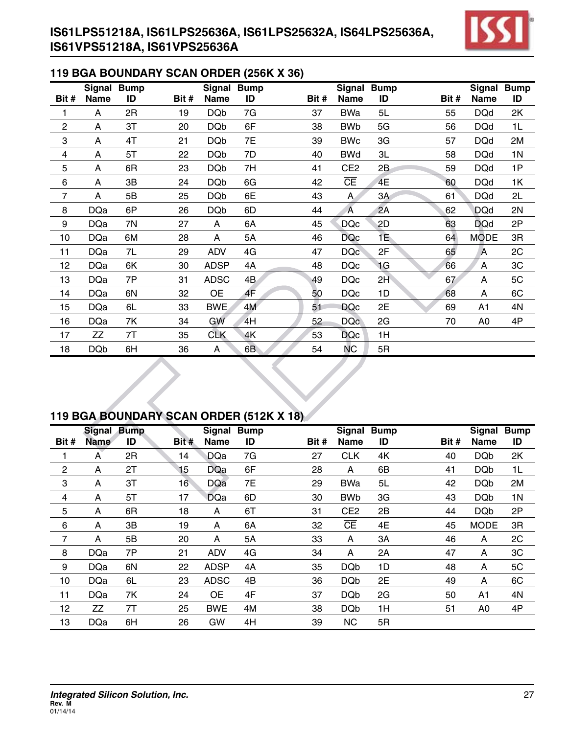## 119 BGA BOUNDARY SCAN ORDER (256K X 36)

| Bit # | Signal Name | Bump ID | Bit # | Signal Name | Bump ID | Bit # | Signal Name | Bump ID | Bit # | Signal Name | Bump ID |
|---|---|---|---|---|---|---|---|---|---|---|---|
| 1 | A | 2R | 19 | DQb | 7G | 37 | BWa | 5L | 55 | DQd | 2K |
| 2 | A | 3T | 20 | DQb | 6F | 38 | BWb | 5G | 56 | DQd | 1L |
| 3 | A | 4T | 21 | DQb | 7E | 39 | BWc | 3G | 57 | DQd | 2M |
| 4 | A | 5T | 22 | DQb | 7D | 40 | BWd | 3L | 58 | DQd | 1N |
| 5 | A | 6R | 23 | DQb | 7H | 41 | CE2 | 2B | 59 | DQd | 1P |
| 6 | A | 3B | 24 | DQb | 6G | 42 | $\overline{\text{CE}}$ | 4E | 60 | DQd | 1K |
| 7 | A | 5B | 25 | DQb | 6E | 43 | A | 3A | 61 | DQd | 2L |
| 8 | DQa | 6P | 26 | DQb | 6D | 44 | A | 2A | 62 | DQd | 2N |
| 9 | DQa | 7N | 27 | A | 6A | 45 | DQc | 2D | 63 | DQd | 2P |
| 10 | DQa | 6M | 28 | A | 5A | 46 | DQc | 1E | 64 | MODE | 3R |
| 11 | DQa | 7L | 29 | ADV | 4G | 47 | DQc | 2F | 65 | A | 2C |
| 12 | DQa | 6K | 30 | ADSP | 4A | 48 | DQc | 1G | 66 | A | 3C |
| 13 | DQa | 7P | 31 | ADSC | 4B | 49 | DQc | 2H | 67 | A | 5C |
| 14 | DQa | 6N | 32 | OE | 4F | 50 | DQc | 1D | 68 | A | 6C |
| 15 | DQa | 6L | 33 | BWE | 4M | 51 | DQc | 2E | 69 | A1 | 4N |
| 16 | DQa | 7K | 34 | GW | 4H | 52 | DQc | 2G | 70 | A0 | 4P |
| 17 | ZZ | 7T | 35 | CLK | 4K | 53 | DQc | 1H | | | |
| 18 | DQb | 6H | 36 | A | 6B | 54 | NC | 5R | | | |

## 119 BGA BOUNDARY SCAN ORDER (512K X 18)

| Bit # | Signal Name | Bump ID | Bit # | Signal Name | Bump ID | Bit # | Signal Name | Bump ID | Bit # | Signal Name | Bump ID |
|---|---|---|---|---|---|---|---|---|---|---|---|
| 1 | A | 2R | 14 | DQa | 7G | 27 | CLK | 4K | 40 | DQb | 2K |
| 2 | A | 2T | 15 | DQa | 6F | 28 | A | 6B | 41 | DQb | 1L |
| 3 | A | 3T | 16 | DQa | 7E | 29 | BWa | 5L | 42 | DQb | 2M |
| 4 | A | 5T | 17 | DQa | 6D | 30 | BWb | 3G | 43 | DQb | 1N |
| 5 | A | 6R | 18 | A | 6T | 31 | CE2 | 2B | 44 | DQb | 2P |
| 6 | A | 3B | 19 | A | 6A | 32 | $\overline{\text{CE}}$ | 4E | 45 | MODE | 3R |
| 7 | A | 5B | 20 | A | 5A | 33 | A | 3A | 46 | A | 2C |
| 8 | DQa | 7P | 21 | ADV | 4G | 34 | A | 2A | 47 | A | 3C |
| 9 | DQa | 6N | 22 | ADSP | 4A | 35 | DQb | 1D | 48 | A | 5C |
| 10 | DQa | 6L | 23 | ADSC | 4B | 36 | DQb | 2E | 49 | A | 6C |
| 11 | DQa | 7K | 24 | OE | 4F | 37 | DQb | 2G | 50 | A1 | 4N |
| 12 | ZZ | 7T | 25 | BWE | 4M | 38 | DQb | 1H | 51 | A0 | 4P |
| 13 | DQa | 6H | 26 | GW | 4H | 39 | NC | 5R | | | |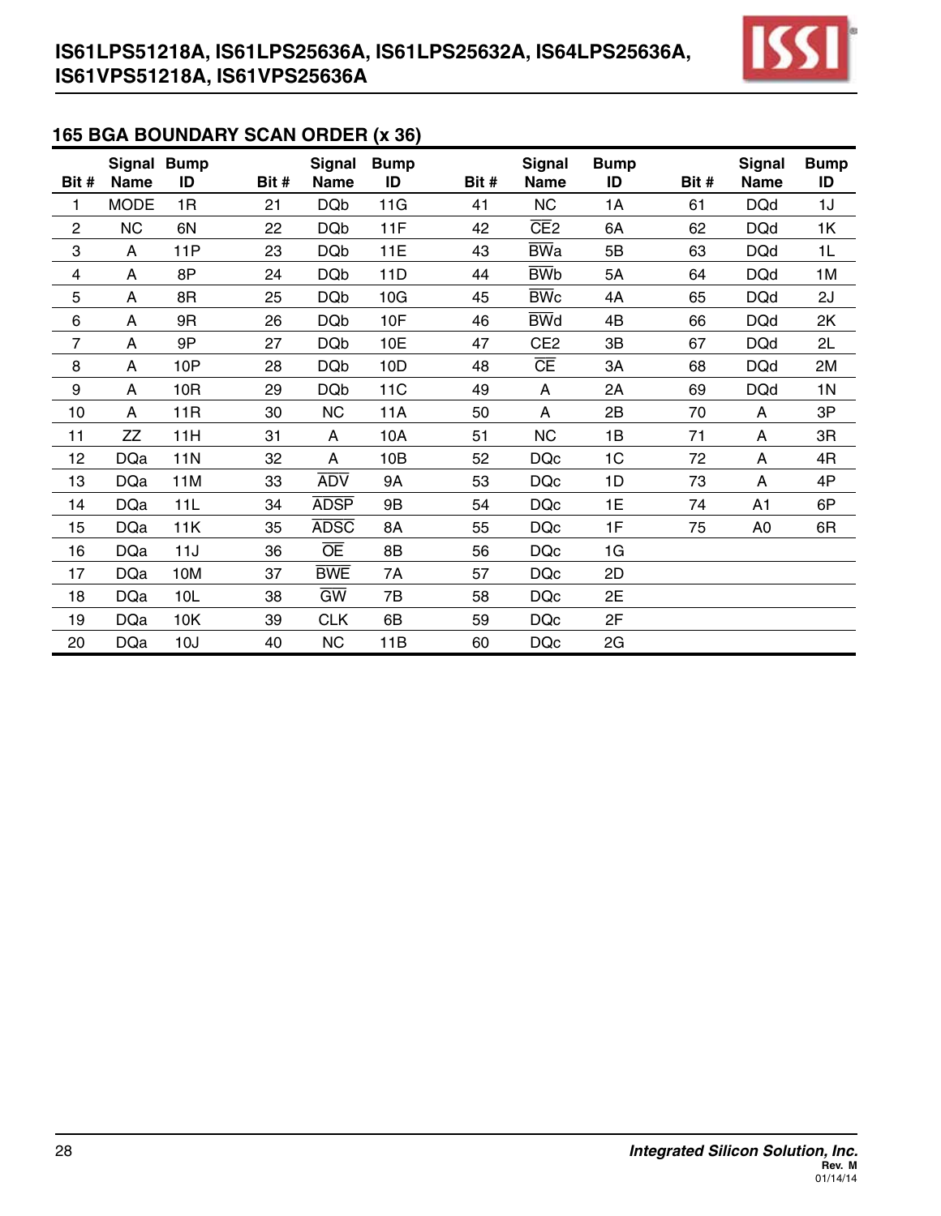## 165 BGA BOUNDARY SCAN ORDER (x 36)

| Bit # | Signal Name | Bump ID | Bit # | Signal Name | Bump ID | Bit # | Signal Name | Bump ID | Bit # | Signal Name | Bump ID |
|---|---|---|---|---|---|---|---|---|---|---|---|
| 1 | MODE | 1R | 21 | DQb | 11G | 41 | NC | 1A | 61 | DQd | 1J |
| 2 | NC | 6N | 22 | DQb | 11F | 42 | $\overline{\text{CE}}$2 | 6A | 62 | DQd | 1K |
| 3 | A | 11P | 23 | DQb | 11E | 43 | $\overline{\text{BW}}$a | 5B | 63 | DQd | 1L |
| 4 | A | 8P | 24 | DQb | 11D | 44 | $\overline{\text{BW}}$b | 5A | 64 | DQd | 1M |
| 5 | A | 8R | 25 | DQb | 10G | 45 | $\overline{\text{BW}}$c | 4A | 65 | DQd | 2J |
| 6 | A | 9R | 26 | DQb | 10F | 46 | $\overline{\text{BW}}$d | 4B | 66 | DQd | 2K |
| 7 | A | 9P | 27 | DQb | 10E | 47 | CE2 | 3B | 67 | DQd | 2L |
| 8 | A | 10P | 28 | DQb | 10D | 48 | $\overline{\text{CE}}$ | 3A | 68 | DQd | 2M |
| 9 | A | 10R | 29 | DQb | 11C | 49 | A | 2A | 69 | DQd | 1N |
| 10 | A | 11R | 30 | NC | 11A | 50 | A | 2B | 70 | A | 3P |
| 11 | ZZ | 11H | 31 | A | 10A | 51 | NC | 1B | 71 | A | 3R |
| 12 | DQa | 11N | 32 | A | 10B | 52 | DQc | 1C | 72 | A | 4R |
| 13 | DQa | 11M | 33 | $\overline{\text{ADV}}$ | 9A | 53 | DQc | 1D | 73 | A | 4P |
| 14 | DQa | 11L | 34 | $\overline{\text{ADSP}}$ | 9B | 54 | DQc | 1E | 74 | A1 | 6P |
| 15 | DQa | 11K | 35 | $\overline{\text{ADSC}}$ | 8A | 55 | DQc | 1F | 75 | A0 | 6R |
| 16 | DQa | 11J | 36 | $\overline{\text{OE}}$ | 8B | 56 | DQc | 1G | | | |
| 17 | DQa | 10M | 37 | $\overline{\text{BWE}}$ | 7A | 57 | DQc | 2D | | | |
| 18 | DQa | 10L | 38 | $\overline{\text{GW}}$ | 7B | 58 | DQc | 2E | | | |
| 19 | DQa | 10K | 39 | CLK | 6B | 59 | DQc | 2F | | | |
| 20 | DQa | 10J | 40 | NC | 11B | 60 | DQc | 2G | | | |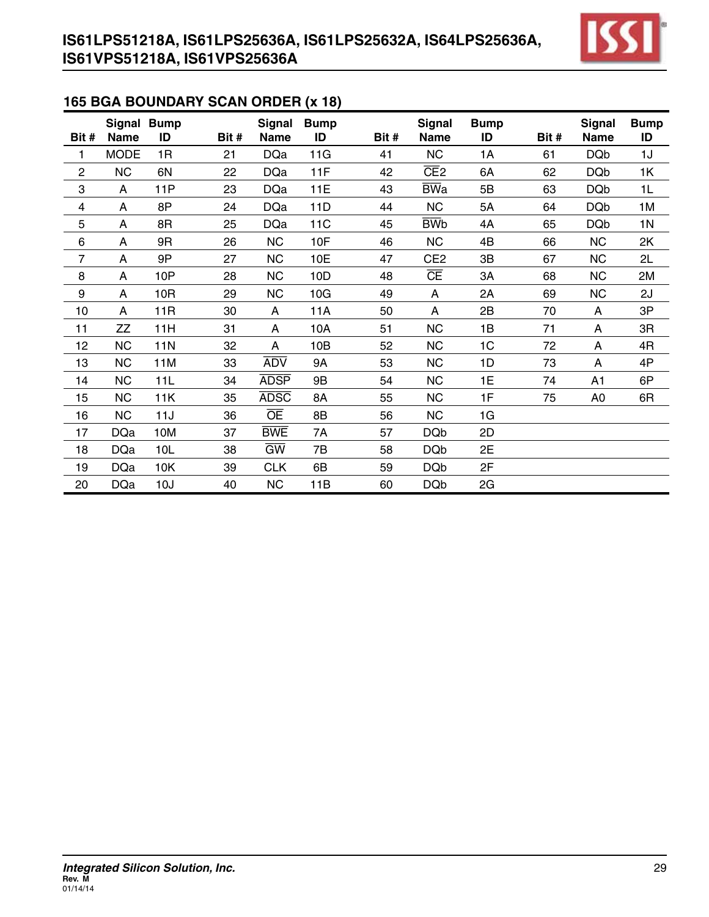## 165 BGA BOUNDARY SCAN ORDER (x 18)

| Bit # | Signal Name | Bump ID | Bit # | Signal Name | Bump ID | Bit # | Signal Name | Bump ID | Bit # | Signal Name | Bump ID |
|---|---|---|---|---|---|---|---|---|---|---|---|
| 1 | MODE | 1R | 21 | DQa | 11G | 41 | NC | 1A | 61 | DQb | 1J |
| 2 | NC | 6N | 22 | DQa | 11F | 42 | $\overline{\text{CE}}$2 | 6A | 62 | DQb | 1K |
| 3 | A | 11P | 23 | DQa | 11E | 43 | $\overline{\text{BW}}$a | 5B | 63 | DQb | 1L |
| 4 | A | 8P | 24 | DQa | 11D | 44 | NC | 5A | 64 | DQb | 1M |
| 5 | A | 8R | 25 | DQa | 11C | 45 | $\overline{\text{BW}}$b | 4A | 65 | DQb | 1N |
| 6 | A | 9R | 26 | NC | 10F | 46 | NC | 4B | 66 | NC | 2K |
| 7 | A | 9P | 27 | NC | 10E | 47 | CE2 | 3B | 67 | NC | 2L |
| 8 | A | 10P | 28 | NC | 10D | 48 | $\overline{\text{CE}}$ | 3A | 68 | NC | 2M |
| 9 | A | 10R | 29 | NC | 10G | 49 | A | 2A | 69 | NC | 2J |
| 10 | A | 11R | 30 | A | 11A | 50 | A | 2B | 70 | A | 3P |
| 11 | ZZ | 11H | 31 | A | 10A | 51 | NC | 1B | 71 | A | 3R |
| 12 | NC | 11N | 32 | A | 10B | 52 | NC | 1C | 72 | A | 4R |
| 13 | NC | 11M | 33 | $\overline{\text{ADV}}$ | 9A | 53 | NC | 1D | 73 | A | 4P |
| 14 | NC | 11L | 34 | $\overline{\text{ADSP}}$ | 9B | 54 | NC | 1E | 74 | A1 | 6P |
| 15 | NC | 11K | 35 | $\overline{\text{ADSC}}$ | 8A | 55 | NC | 1F | 75 | A0 | 6R |
| 16 | NC | 11J | 36 | $\overline{\text{OE}}$ | 8B | 56 | NC | 1G | | | |
| 17 | DQa | 10M | 37 | $\overline{\text{BWE}}$ | 7A | 57 | DQb | 2D | | | |
| 18 | DQa | 10L | 38 | $\overline{\text{GW}}$ | 7B | 58 | DQb | 2E | | | |
| 19 | DQa | 10K | 39 | CLK | 6B | 59 | DQb | 2F | | | |
| 20 | DQa | 10J | 40 | NC | 11B | 60 | DQb | 2G | | | |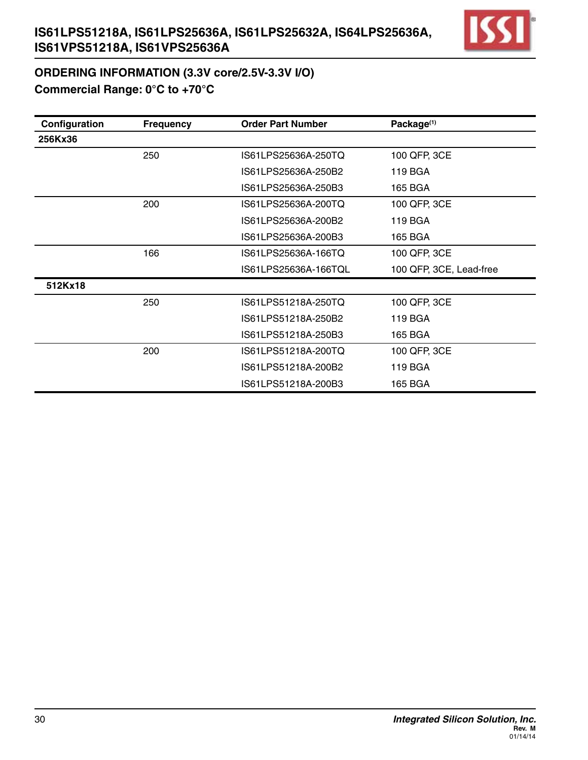## ORDERING INFORMATION (3.3V core/2.5V-3.3V I/O)

### Commercial Range: 0°C to +70°C

| Configuration | Frequency | Order Part Number | Package(1) |
|---|---|---|---|
| 256Kx36 | | | |
| | 250 | IS61LPS25636A-250TQ | 100 QFP, 3CE |
| | | IS61LPS25636A-250B2 | 119 BGA |
| | | IS61LPS25636A-250B3 | 165 BGA |
| | 200 | IS61LPS25636A-200TQ | 100 QFP, 3CE |
| | | IS61LPS25636A-200B2 | 119 BGA |
| | | IS61LPS25636A-200B3 | 165 BGA |
| | 166 | IS61LPS25636A-166TQ | 100 QFP, 3CE |
| | | IS61LPS25636A-166TQL | 100 QFP, 3CE, Lead-free |
| 512Kx18 | | | |
| | 250 | IS61LPS51218A-250TQ | 100 QFP, 3CE |
| | | IS61LPS51218A-250B2 | 119 BGA |
| | | IS61LPS51218A-250B3 | 165 BGA |
| | 200 | IS61LPS51218A-200TQ | 100 QFP, 3CE |
| | | IS61LPS51218A-200B2 | 119 BGA |
| | | IS61LPS51218A-200B3 | 165 BGA |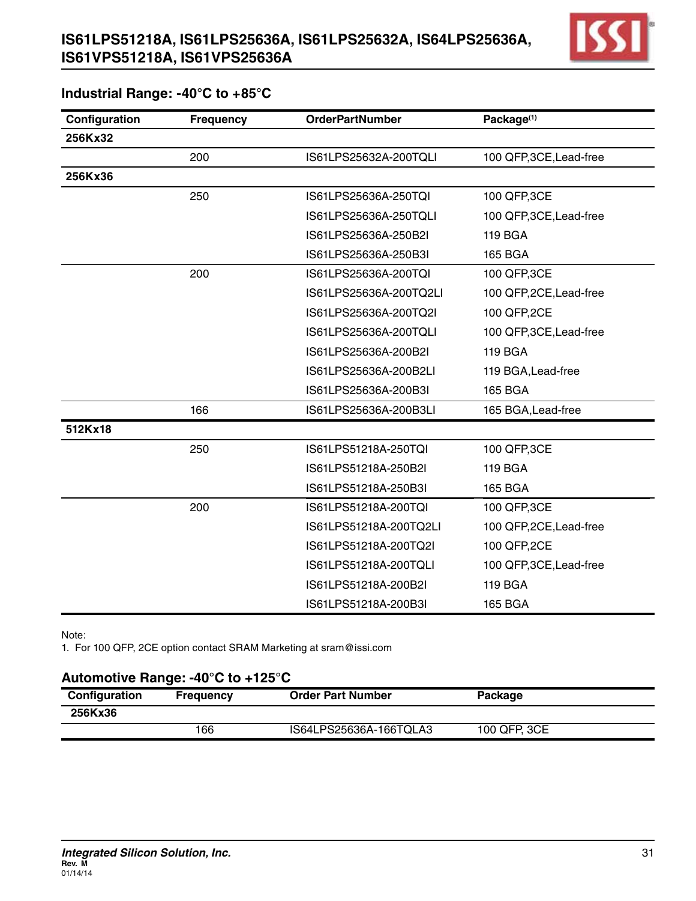## Industrial Range: -40°C to +85°C

| Configuration | Frequency | OrderPartNumber | Package[1] |
|---|---|---|---|
| 256Kx32 | | | |
| | 200 | IS61LPS25632A-200TQLI | 100 QFP,3CE,Lead-free |
| 256Kx36 | | | |
| | 250 | IS61LPS25636A-250TQI | 100 QFP,3CE |
| | | IS61LPS25636A-250TQLI | 100 QFP,3CE,Lead-free |
| | | IS61LPS25636A-250B2I | 119 BGA |
| | | IS61LPS25636A-250B3I | 165 BGA |
| | 200 | IS61LPS25636A-200TQI | 100 QFP,3CE |
| | | IS61LPS25636A-200TQ2LI | 100 QFP,2CE,Lead-free |
| | | IS61LPS25636A-200TQ2I | 100 QFP,2CE |
| | | IS61LPS25636A-200TQLI | 100 QFP,3CE,Lead-free |
| | | IS61LPS25636A-200B2I | 119 BGA |
| | | IS61LPS25636A-200B2LI | 119 BGA,Lead-free |
| | | IS61LPS25636A-200B3I | 165 BGA |
| | 166 | IS61LPS25636A-200B3LI | 165 BGA,Lead-free |
| 512Kx18 | | | |
| | 250 | IS61LPS51218A-250TQI | 100 QFP,3CE |
| | | IS61LPS51218A-250B2I | 119 BGA |
| | | IS61LPS51218A-250B3I | 165 BGA |
| | 200 | IS61LPS51218A-200TQI | 100 QFP,3CE |
| | | IS61LPS51218A-200TQ2LI | 100 QFP,2CE,Lead-free |
| | | IS61LPS51218A-200TQ2I | 100 QFP,2CE |
| | | IS61LPS51218A-200TQLI | 100 QFP,3CE,Lead-free |
| | | IS61LPS51218A-200B2I | 119 BGA |
| | | IS61LPS51218A-200B3I | 165 BGA |

Note:
1. For 100 QFP, 2CE option contact SRAM Marketing at sram@issi.com

## Automotive Range: -40°C to +125°C

| Configuration | Frequency | Order Part Number | Package |
|---|---|---|---|
| 256Kx36 | | | |
| | 166 | IS64LPS25636A-166TQLA3 | 100 QFP, 3CE |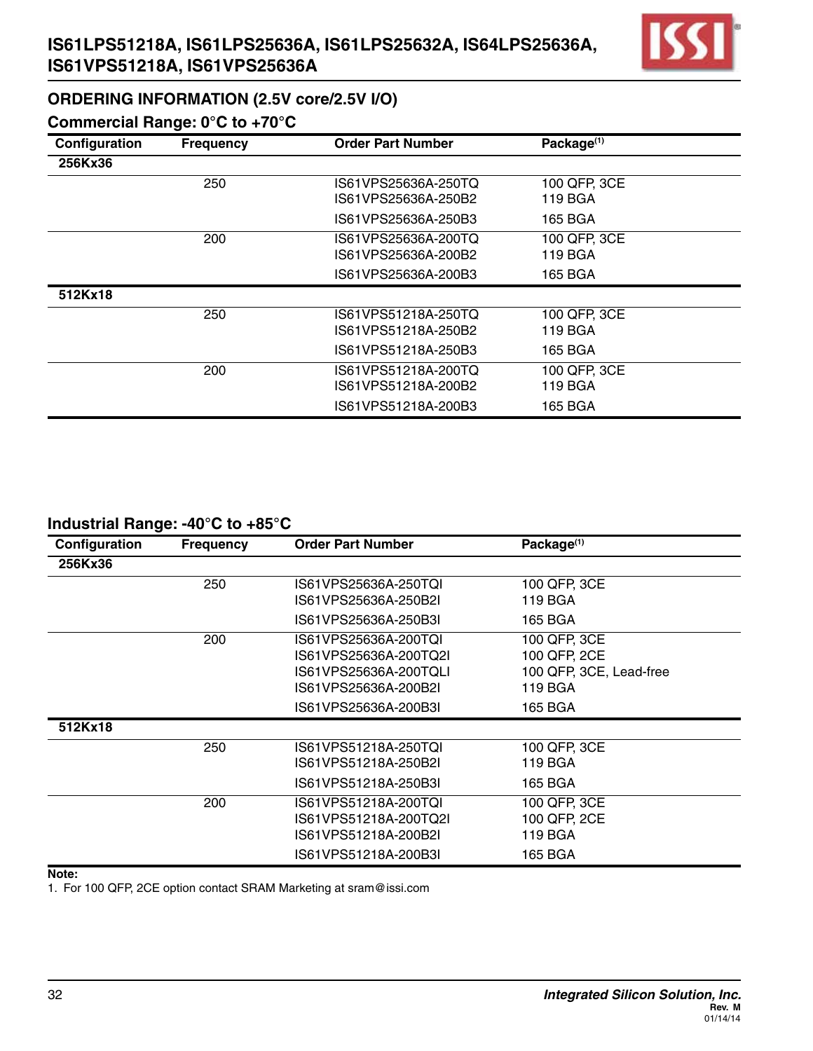## ORDERING INFORMATION (2.5V core/2.5V I/O)

### Commercial Range: 0°C to +70°C

| Configuration | Frequency | Order Part Number | Package(1) |
|---|---|---|---|
| **256Kx36** | | | |
| | 250 | IS61VPS25636A-250TQ | 100 QFP, 3CE |
| | | IS61VPS25636A-250B2 | 119 BGA |
| | | IS61VPS25636A-250B3 | 165 BGA |
| | 200 | IS61VPS25636A-200TQ | 100 QFP, 3CE |
| | | IS61VPS25636A-200B2 | 119 BGA |
| | | IS61VPS25636A-200B3 | 165 BGA |
| **512Kx18** | | | |
| | 250 | IS61VPS51218A-250TQ | 100 QFP, 3CE |
| | | IS61VPS51218A-250B2 | 119 BGA |
| | | IS61VPS51218A-250B3 | 165 BGA |
| | 200 | IS61VPS51218A-200TQ | 100 QFP, 3CE |
| | | IS61VPS51218A-200B2 | 119 BGA |
| | | IS61VPS51218A-200B3 | 165 BGA |

### Industrial Range: -40°C to +85°C

| Configuration | Frequency | Order Part Number | Package(1) |
|---|---|---|---|
| **256Kx36** | | | |
| | 250 | IS61VPS25636A-250TQI | 100 QFP, 3CE |
| | | IS61VPS25636A-250B2I | 119 BGA |
| | | IS61VPS25636A-250B3I | 165 BGA |
| | 200 | IS61VPS25636A-200TQI | 100 QFP, 3CE |
| | | IS61VPS25636A-200TQ2I | 100 QFP, 2CE |
| | | IS61VPS25636A-200TQLI | 100 QFP, 3CE, Lead-free |
| | | IS61VPS25636A-200B2I | 119 BGA |
| | | IS61VPS25636A-200B3I | 165 BGA |
| **512Kx18** | | | |
| | 250 | IS61VPS51218A-250TQI | 100 QFP, 3CE |
| | | IS61VPS51218A-250B2I | 119 BGA |
| | | IS61VPS51218A-250B3I | 165 BGA |
| | 200 | IS61VPS51218A-200TQI | 100 QFP, 3CE |
| | | IS61VPS51218A-200TQ2I | 100 QFP, 2CE |
| | | IS61VPS51218A-200B2I | 119 BGA |
| | | IS61VPS51218A-200B3I | 165 BGA |

**Note:**
1. For 100 QFP, 2CE option contact SRAM Marketing at sram@issi.com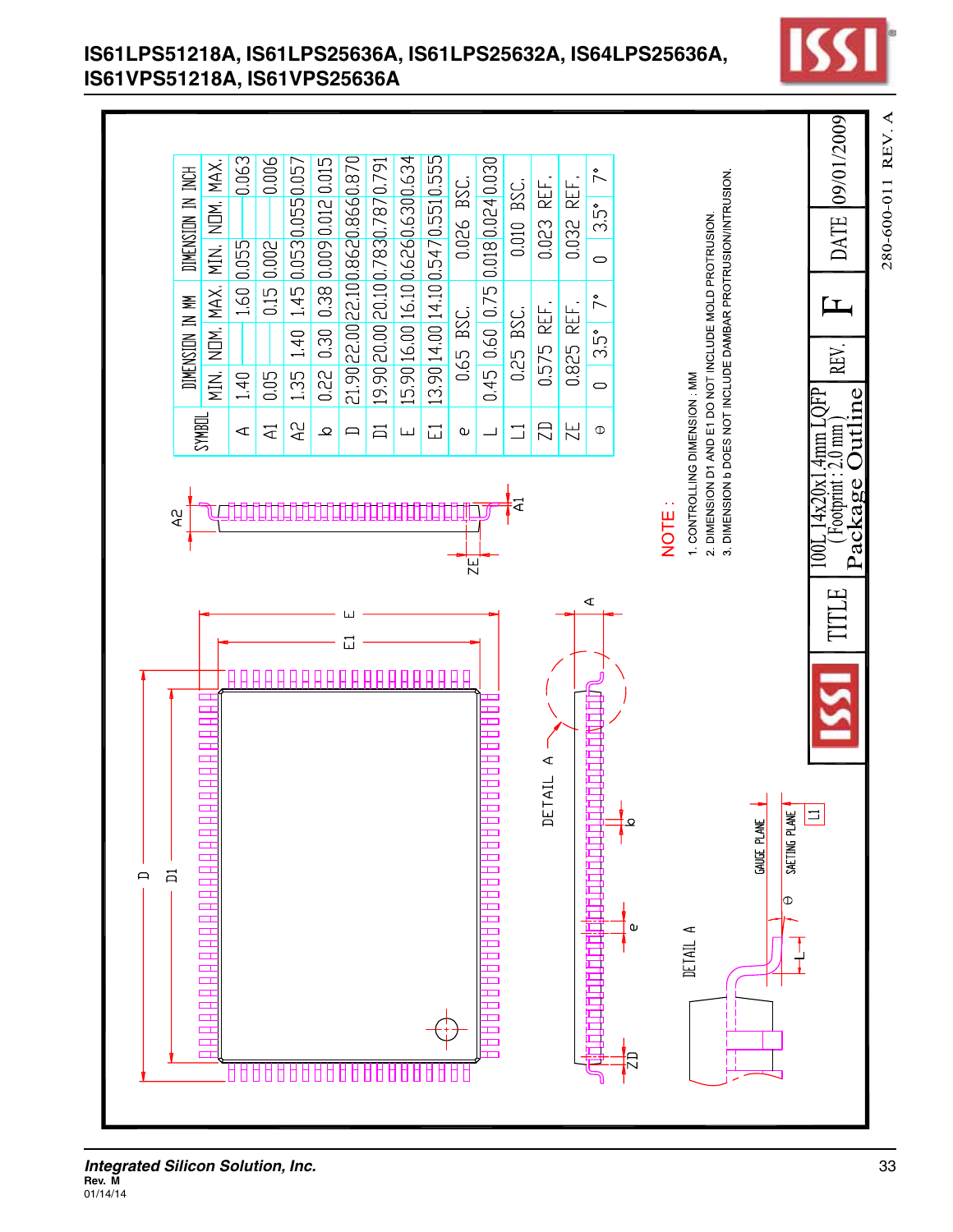| SYMBOL | DIMENSION IN MM | | | DIMENSION IN INCH | | |
|---|---|---|---|---|---|---|
| | MIN. | NOM. | MAX. | MIN. | NOM. | MAX. |
| A | 1.40 | | 1.60 | 0.055 | | 0.063 |
| A1 | 0.05 | | 0.15 | 0.002 | | 0.006 |
| A2 | 1.35 | 1.40 | 1.45 | 0.053 | 0.055 | 0.057 |
| b | 0.22 | 0.30 | 0.38 | 0.009 | 0.012 | 0.015 |
| D | 21.90 | 22.00 | 22.10 | 0.862 | 0.866 | 0.870 |
| D1 | 19.90 | 20.00 | 20.10 | 0.783 | 0.787 | 0.791 |
| E | 15.90 | 16.00 | 16.10 | 0.626 | 0.630 | 0.634 |
| E1 | 13.90 | 14.00 | 14.10 | 0.547 | 0.551 | 0.555 |
| e | 0.65 BSC. | | | 0.026 BSC. | | |
| L | 0.45 | 0.60 | 0.75 | 0.018 | 0.024 | 0.030 |
| L1 | 0.25 BSC. | | | 0.010 BSC. | | |
| ZD | 0.575 REF. | | | 0.023 REF. | | |
| ZE | 0.825 REF. | | | 0.032 REF. | | |
| θ | 0 | 3.5° | 7° | 0 | 3.5° | 7° |

NOTE :
1. CONTROLLING DIMENSION : MM
2. DIMENSION D1 AND E1 DO NOT INCLUDE MOLD PROTRUSION.
3. DIMENSION b DOES NOT INCLUDE DAMBAR PROTRUSION/INTRUSION.

| TITLE | 100L 14x20x1.4mm LQFP (Footprint : 2.0 mm) Package Outline | REV. | F | DATE | 09/01/2009 |
|---|---|---|---|---|---|

280-600-011 REV. A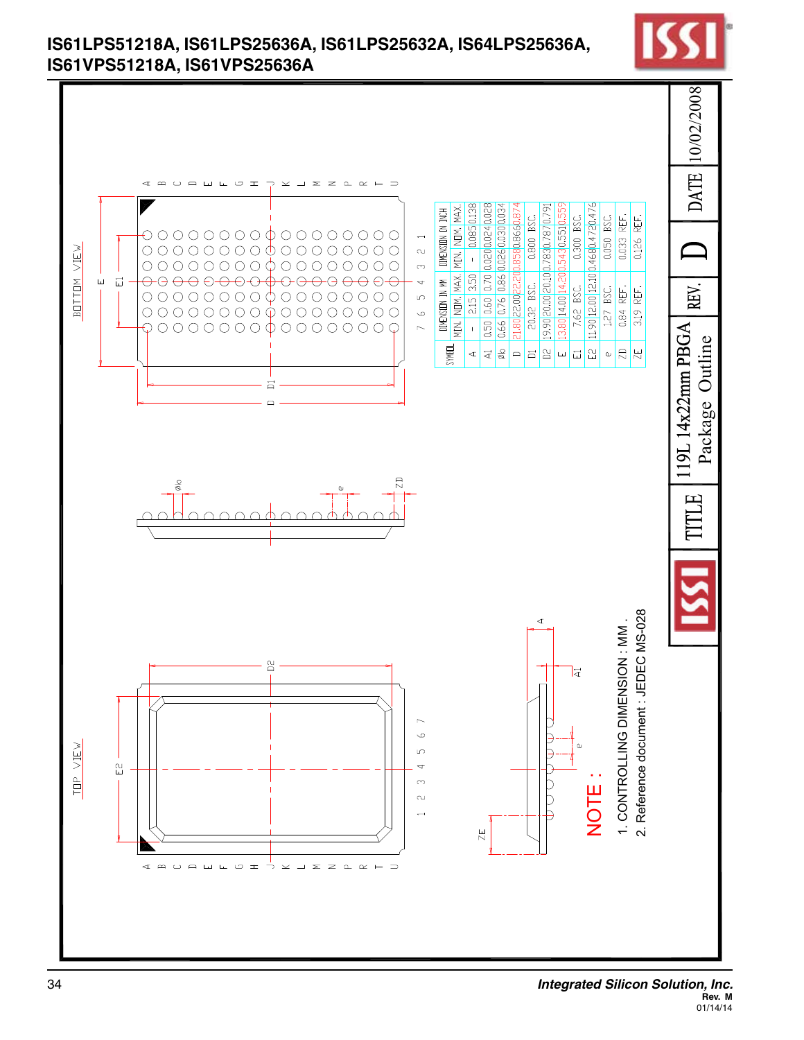## 119L 14x22mm PBGA Package Outline

TITLE: 119L 14x22mm PBGA Package Outline | REV. D | DATE 10/02/2008

BOTTOM VIEW

TOP VIEW

| SYMBOL | DIMENSION IN MM | | | DIMENSION IN INCH | | |
|---|---|---|---|---|---|---|
| | MIN. | NOM. | MAX. | MIN. | NOM. | MAX. |
| A | - | 2.15 | 3.50 | - | 0.085 | 0.138 |
| A1 | 0.50 | 0.60 | 0.70 | 0.020 | 0.024 | 0.028 |
| Øb | 0.66 | 0.76 | 0.86 | 0.026 | 0.030 | 0.034 |
| D | 21.80 | 22.00 | 22.20 | 0.858 | 0.866 | 0.874 |
| D1 | 20.32 BSC. | | | 0.800 BSC. | | |
| D2 | 19.90 | 20.00 | 20.10 | 0.783 | 0.787 | 0.791 |
| E | 13.80 | 14.00 | 14.20 | 0.543 | 0.551 | 0.559 |
| E1 | 7.62 BSC. | | | 0.300 BSC. | | |
| E2 | 11.90 | 12.00 | 12.10 | 0.468 | 0.472 | 0.476 |
| e | 1.27 BSC. | | | 0.050 BSC. | | |
| ZD | 0.84 REF. | | | 0.033 REF. | | |
| ZE | 3.19 REF. | | | 0.126 REF. | | |

NOTE :

1. CONTROLLING DIMENSION : MM .
2. Reference document : JEDEC MS-028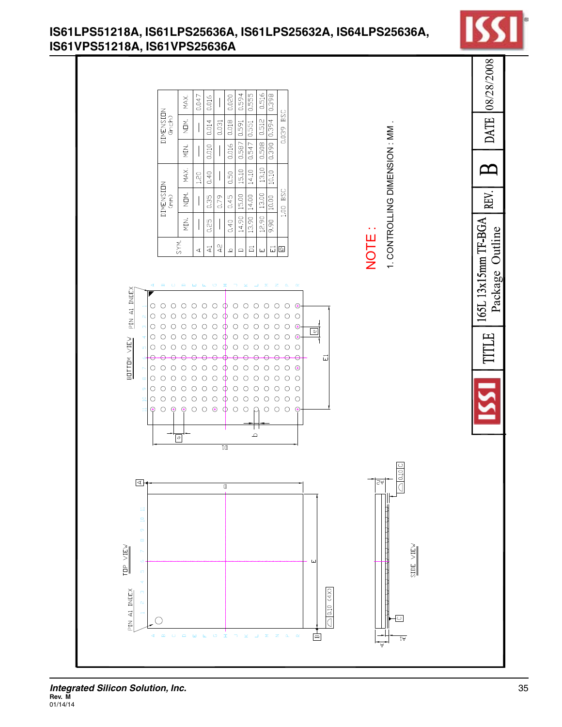| SYM. | DIMENSION (mm) | | | DIMENSION (inch) | | |
|---|---|---|---|---|---|---|
| | MIN. | NOM. | MAX. | MIN. | NOM. | MAX. |
| A | — | — | 1.20 | — | — | 0.047 |
| A1 | 0.25 | 0.35 | 0.40 | 0.010 | 0.014 | 0.016 |
| A2 | — | 0.79 | — | — | 0.031 | — |
| b | 0.40 | 0.45 | 0.50 | 0.016 | 0.018 | 0.020 |
| D | 14.90 | 15.00 | 15.10 | 0.587 | 0.591 | 0.594 |
| D1 | 13.90 | 14.00 | 14.10 | 0.547 | 0.551 | 0.555 |
| E | 12.90 | 13.00 | 13.10 | 0.508 | 0.512 | 0.516 |
| E1 | 9.90 | 10.00 | 10.10 | 0.390 | 0.394 | 0.398 |
| e | | 1.00 BSC | | | 0.039 BSC | |

NOTE :

1. CONTROLLING DIMENSION : MM .

BOTTOM VIEW

PIN A1 INDEX

TOP VIEW

SIDE VIEW

| TITLE | 165L 13x15mm TF-BGA Package Outline | REV. | B | DATE | 08/28/2008 |
|---|---|---|---|---|---|